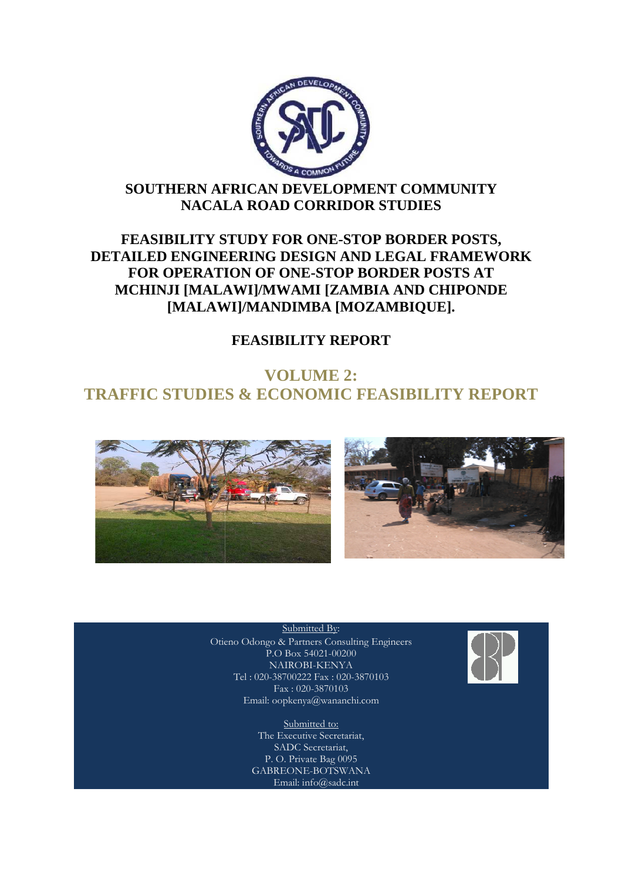# SOUTHERN AFRICAN DEVELOPMENT COMMUNITY
# NACALA ROAD CORRIDOR STUDIES

## FEASIBILITY STUDY FOR ONE-STOP BORDER POSTS, DETAILED ENGINEERING DESIGN AND LEGAL FRAMEWORK FOR OPERATION OF ONE-STOP BORDER POSTS AT MCHINJI [MALAWI]/MWAMI [ZAMBIA AND CHIPONDE [MALAWI]/MANDIMBA [MOZAMBIQUE].

## FEASIBILITY REPORT

## VOLUME 2:
## TRAFFIC STUDIES & ECONOMIC FEASIBILITY REPORT

Submitted By:
Otieno Odongo & Partners Consulting Engineers
P.O Box 54021-00200
NAIROBI-KENYA
Tel : 020-38700222 Fax : 020-3870103
Fax : 020-3870103
Email: oopkenya@wananchi.com

Submitted to:
The Executive Secretariat,
SADC Secretariat,
P. O. Private Bag 0095
GABREONE-BOTSWANA
Email: info@sadc.int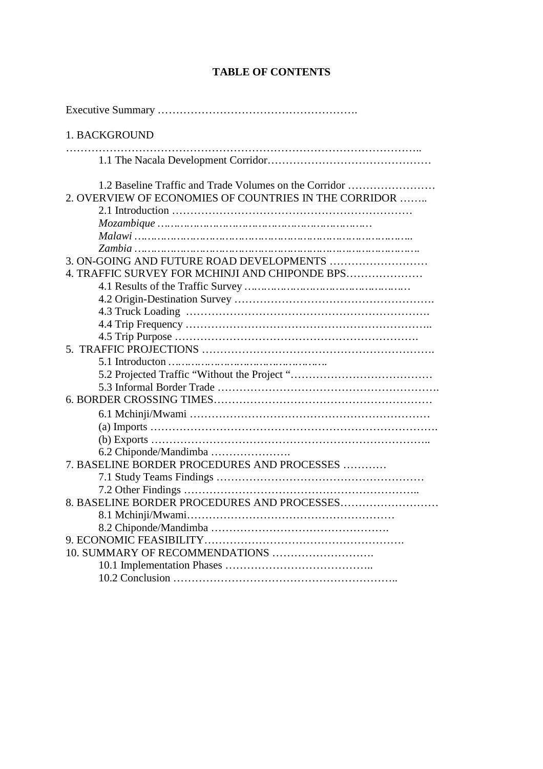# TABLE OF CONTENTS

Executive Summary ……………………………………………….

1. BACKGROUND …………………………………………………………………………………..
   - 1.1 The Nacala Development Corridor………………………………………
   - 1.2 Baseline Traffic and Trade Volumes on the Corridor ……………………
2. OVERVIEW OF ECONOMIES OF COUNTRIES IN THE CORRIDOR ……..
   - 2.1 Introduction …………………………………………………………
   - *Mozambique* ………………………………………………………
   - *Malawi* …………………………………………………………………..
   - *Zambia* ………………………………………………………………….
3. ON-GOING AND FUTURE ROAD DEVELOPMENTS ………………………
4. TRAFFIC SURVEY FOR MCHINJI AND CHIPONDE BPS…………………
   - 4.1 Results of the Traffic Survey …………………………………………
   - 4.2 Origin-Destination Survey ……………………………………………….
   - 4.3 Truck Loading ………………………………………………………….
   - 4.4 Trip Frequency ………………………………………………………..
   - 4.5 Trip Purpose ………………………………………………………….
5. TRAFFIC PROJECTIONS ……………………………………………………….
   - 5.1 Introducton ……………………………………….
   - 5.2 Projected Traffic "Without the Project "…………………………………
   - 5.3 Informal Border Trade ……………………………………………………..
6. BORDER CROSSING TIMES……………………………………………………
   - 6.1 Mchinji/Mwami …………………………………………………………
   - (a) Imports ……………………………………………………………………….
   - (b) Exports …………………………………………………………………..
   - 6.2 Chiponde/Mandimba ………………….
7. BASELINE BORDER PROCEDURES AND PROCESSES …………
   - 7.1 Study Teams Findings …………………………………………………
   - 7.2 Other Findings ………………………………………………………..
8. BASELINE BORDER PROCEDURES AND PROCESSES………………………
   - 8.1 Mchinji/Mwami…………………………………………………
   - 8.2 Chiponde/Mandimba ………………………………………….
9. ECONOMIC FEASIBILITY……………………………………………….
10. SUMMARY OF RECOMMENDATIONS ……………………….
    - 10.1 Implementation Phases …………………………………..
    - 10.2 Conclusion ……………………………………………………..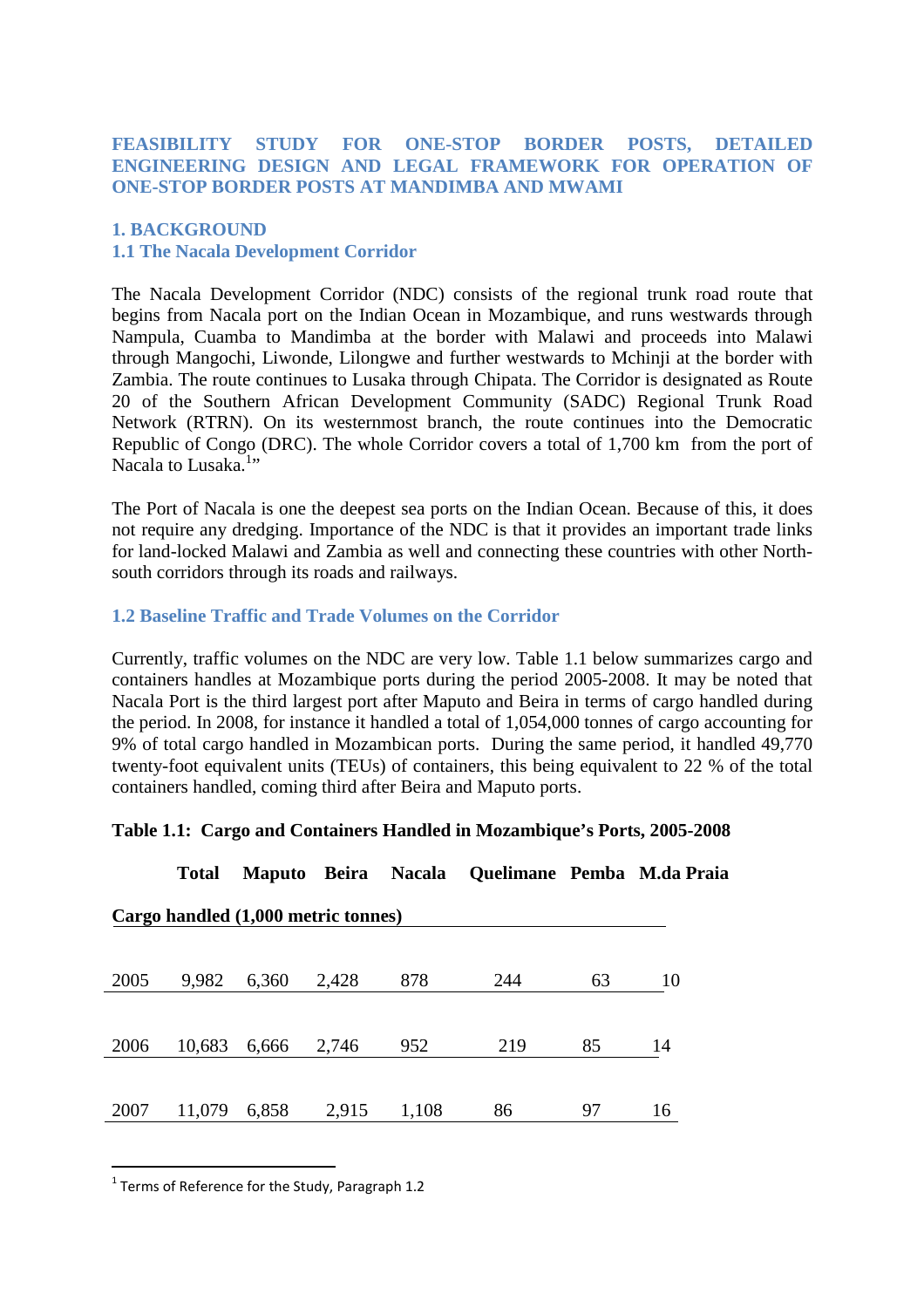# FEASIBILITY STUDY FOR ONE-STOP BORDER POSTS, DETAILED ENGINEERING DESIGN AND LEGAL FRAMEWORK FOR OPERATION OF ONE-STOP BORDER POSTS AT MANDIMBA AND MWAMI

## 1. BACKGROUND

### 1.1 The Nacala Development Corridor

The Nacala Development Corridor (NDC) consists of the regional trunk road route that begins from Nacala port on the Indian Ocean in Mozambique, and runs westwards through Nampula, Cuamba to Mandimba at the border with Malawi and proceeds into Malawi through Mangochi, Liwonde, Lilongwe and further westwards to Mchinji at the border with Zambia. The route continues to Lusaka through Chipata. The Corridor is designated as Route 20 of the Southern African Development Community (SADC) Regional Trunk Road Network (RTRN). On its westernmost branch, the route continues into the Democratic Republic of Congo (DRC). The whole Corridor covers a total of 1,700 km from the port of Nacala to Lusaka.[1]"

The Port of Nacala is one the deepest sea ports on the Indian Ocean. Because of this, it does not require any dredging. Importance of the NDC is that it provides an important trade links for land-locked Malawi and Zambia as well and connecting these countries with other North-south corridors through its roads and railways.

### 1.2 Baseline Traffic and Trade Volumes on the Corridor

Currently, traffic volumes on the NDC are very low. Table 1.1 below summarizes cargo and containers handles at Mozambique ports during the period 2005-2008. It may be noted that Nacala Port is the third largest port after Maputo and Beira in terms of cargo handled during the period. In 2008, for instance it handled a total of 1,054,000 tonnes of cargo accounting for 9% of total cargo handled in Mozambican ports. During the same period, it handled 49,770 twenty-foot equivalent units (TEUs) of containers, this being equivalent to 22 % of the total containers handled, coming third after Beira and Maputo ports.

**Table 1.1: Cargo and Containers Handled in Mozambique's Ports, 2005-2008**

| | Total | Maputo | Beira | Nacala | Quelimane | Pemba | M.da Praia |
|---|---|---|---|---|---|---|---|
| **Cargo handled (1,000 metric tonnes)** | | | | | | | |
| 2005 | 9,982 | 6,360 | 2,428 | 878 | 244 | 63 | 10 |
| 2006 | 10,683 | 6,666 | 2,746 | 952 | 219 | 85 | 14 |
| 2007 | 11,079 | 6,858 | 2,915 | 1,108 | 86 | 97 | 16 |

[1] Terms of Reference for the Study, Paragraph 1.2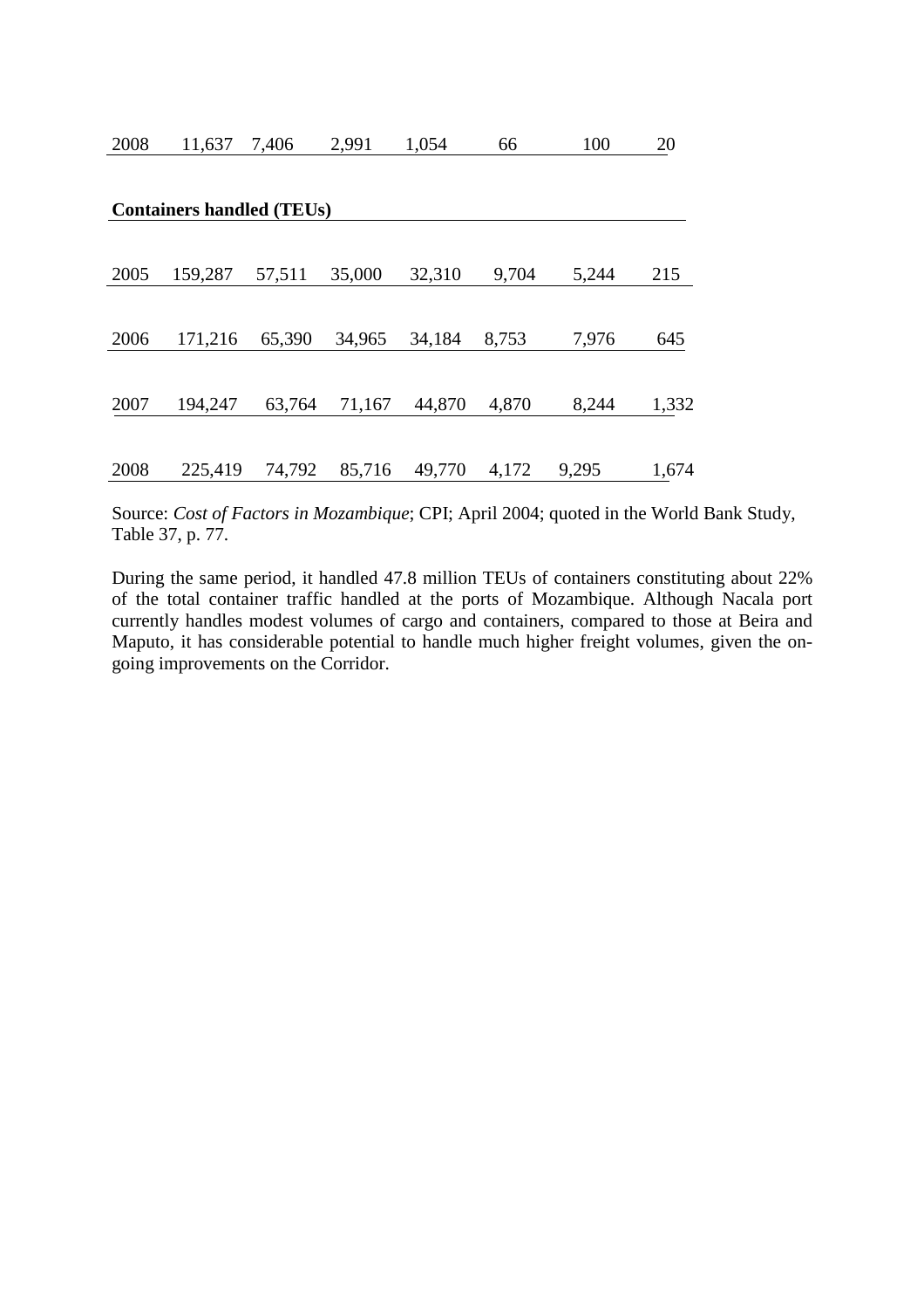| | | | | | | | |
|---|---|---|---|---|---|---|---|
| 2008 | 11,637 | 7,406 | 2,991 | 1,054 | 66 | 100 | 20 |
| **Containers handled (TEUs)** | | | | | | | |
| 2005 | 159,287 | 57,511 | 35,000 | 32,310 | 9,704 | 5,244 | 215 |
| 2006 | 171,216 | 65,390 | 34,965 | 34,184 | 8,753 | 7,976 | 645 |
| 2007 | 194,247 | 63,764 | 71,167 | 44,870 | 4,870 | 8,244 | 1,332 |
| 2008 | 225,419 | 74,792 | 85,716 | 49,770 | 4,172 | 9,295 | 1,674 |

Source: *Cost of Factors in Mozambique*; CPI; April 2004; quoted in the World Bank Study, Table 37, p. 77.

During the same period, it handled 47.8 million TEUs of containers constituting about 22% of the total container traffic handled at the ports of Mozambique. Although Nacala port currently handles modest volumes of cargo and containers, compared to those at Beira and Maputo, it has considerable potential to handle much higher freight volumes, given the on-going improvements on the Corridor.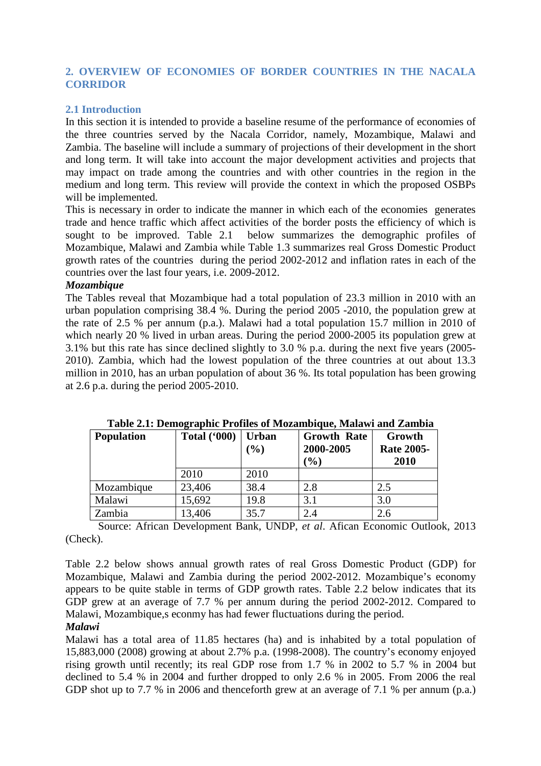## 2. OVERVIEW OF ECONOMIES OF BORDER COUNTRIES IN THE NACALA CORRIDOR

### 2.1 Introduction

In this section it is intended to provide a baseline resume of the performance of economies of the three countries served by the Nacala Corridor, namely, Mozambique, Malawi and Zambia. The baseline will include a summary of projections of their development in the short and long term. It will take into account the major development activities and projects that may impact on trade among the countries and with other countries in the region in the medium and long term. This review will provide the context in which the proposed OSBPs will be implemented.

This is necessary in order to indicate the manner in which each of the economies generates trade and hence traffic which affect activities of the border posts the efficiency of which is sought to be improved. Table 2.1 below summarizes the demographic profiles of Mozambique, Malawi and Zambia while Table 1.3 summarizes real Gross Domestic Product growth rates of the countries during the period 2002-2012 and inflation rates in each of the countries over the last four years, i.e. 2009-2012.

***Mozambique***

The Tables reveal that Mozambique had a total population of 23.3 million in 2010 with an urban population comprising 38.4 %. During the period 2005 -2010, the population grew at the rate of 2.5 % per annum (p.a.). Malawi had a total population 15.7 million in 2010 of which nearly 20 % lived in urban areas. During the period 2000-2005 its population grew at 3.1% but this rate has since declined slightly to 3.0 % p.a. during the next five years (2005-2010). Zambia, which had the lowest population of the three countries at out about 13.3 million in 2010, has an urban population of about 36 %. Its total population has been growing at 2.6 p.a. during the period 2005-2010.

**Table 2.1: Demographic Profiles of Mozambique, Malawi and Zambia**

| Population | Total ('000) | Urban (%) | Growth Rate 2000-2005 (%) | Growth Rate 2005-2010 |
|---|---|---|---|---|
| | 2010 | 2010 | | |
| Mozambique | 23,406 | 38.4 | 2.8 | 2.5 |
| Malawi | 15,692 | 19.8 | 3.1 | 3.0 |
| Zambia | 13,406 | 35.7 | 2.4 | 2.6 |

Source: African Development Bank, UNDP, *et al*. Afican Economic Outlook, 2013 (Check).

Table 2.2 below shows annual growth rates of real Gross Domestic Product (GDP) for Mozambique, Malawi and Zambia during the period 2002-2012. Mozambique's economy appears to be quite stable in terms of GDP growth rates. Table 2.2 below indicates that its GDP grew at an average of 7.7 % per annum during the period 2002-2012. Compared to Malawi, Mozambique,s econmy has had fewer fluctuations during the period.

***Malawi***

Malawi has a total area of 11.85 hectares (ha) and is inhabited by a total population of 15,883,000 (2008) growing at about 2.7% p.a. (1998-2008). The country's economy enjoyed rising growth until recently; its real GDP rose from 1.7 % in 2002 to 5.7 % in 2004 but declined to 5.4 % in 2004 and further dropped to only 2.6 % in 2005. From 2006 the real GDP shot up to 7.7 % in 2006 and thenceforth grew at an average of 7.1 % per annum (p.a.)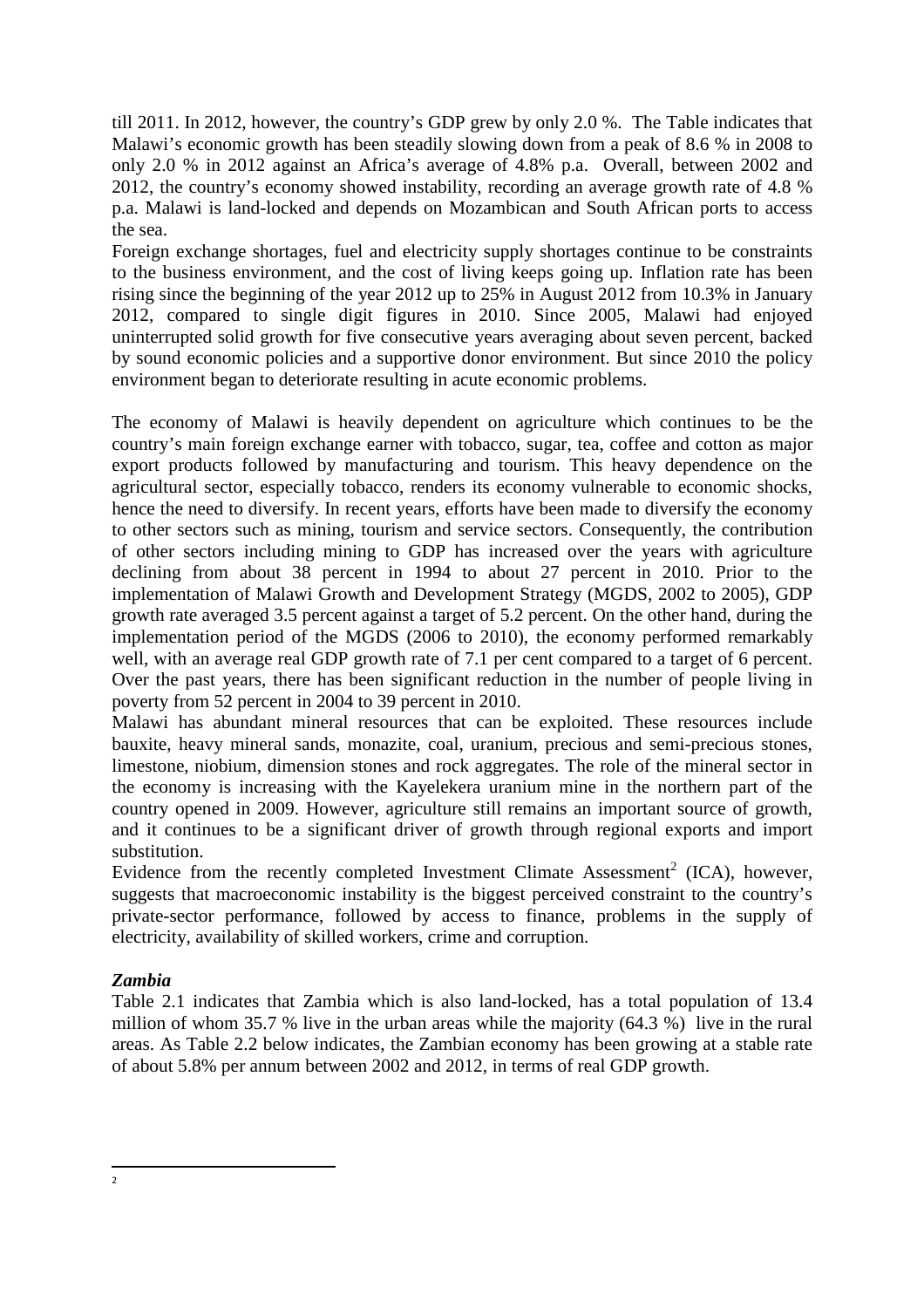till 2011. In 2012, however, the country's GDP grew by only 2.0 %. The Table indicates that Malawi's economic growth has been steadily slowing down from a peak of 8.6 % in 2008 to only 2.0 % in 2012 against an Africa's average of 4.8% p.a. Overall, between 2002 and 2012, the country's economy showed instability, recording an average growth rate of 4.8 % p.a. Malawi is land-locked and depends on Mozambican and South African ports to access the sea.

Foreign exchange shortages, fuel and electricity supply shortages continue to be constraints to the business environment, and the cost of living keeps going up. Inflation rate has been rising since the beginning of the year 2012 up to 25% in August 2012 from 10.3% in January 2012, compared to single digit figures in 2010. Since 2005, Malawi had enjoyed uninterrupted solid growth for five consecutive years averaging about seven percent, backed by sound economic policies and a supportive donor environment. But since 2010 the policy environment began to deteriorate resulting in acute economic problems.

The economy of Malawi is heavily dependent on agriculture which continues to be the country's main foreign exchange earner with tobacco, sugar, tea, coffee and cotton as major export products followed by manufacturing and tourism. This heavy dependence on the agricultural sector, especially tobacco, renders its economy vulnerable to economic shocks, hence the need to diversify. In recent years, efforts have been made to diversify the economy to other sectors such as mining, tourism and service sectors. Consequently, the contribution of other sectors including mining to GDP has increased over the years with agriculture declining from about 38 percent in 1994 to about 27 percent in 2010. Prior to the implementation of Malawi Growth and Development Strategy (MGDS, 2002 to 2005), GDP growth rate averaged 3.5 percent against a target of 5.2 percent. On the other hand, during the implementation period of the MGDS (2006 to 2010), the economy performed remarkably well, with an average real GDP growth rate of 7.1 per cent compared to a target of 6 percent. Over the past years, there has been significant reduction in the number of people living in poverty from 52 percent in 2004 to 39 percent in 2010.

Malawi has abundant mineral resources that can be exploited. These resources include bauxite, heavy mineral sands, monazite, coal, uranium, precious and semi-precious stones, limestone, niobium, dimension stones and rock aggregates. The role of the mineral sector in the economy is increasing with the Kayelekera uranium mine in the northern part of the country opened in 2009. However, agriculture still remains an important source of growth, and it continues to be a significant driver of growth through regional exports and import substitution.

Evidence from the recently completed Investment Climate Assessment[2] (ICA), however, suggests that macroeconomic instability is the biggest perceived constraint to the country's private-sector performance, followed by access to finance, problems in the supply of electricity, availability of skilled workers, crime and corruption.

### *Zambia*

Table 2.1 indicates that Zambia which is also land-locked, has a total population of 13.4 million of whom 35.7 % live in the urban areas while the majority (64.3 %) live in the rural areas. As Table 2.2 below indicates, the Zambian economy has been growing at a stable rate of about 5.8% per annum between 2002 and 2012, in terms of real GDP growth.

---

[2]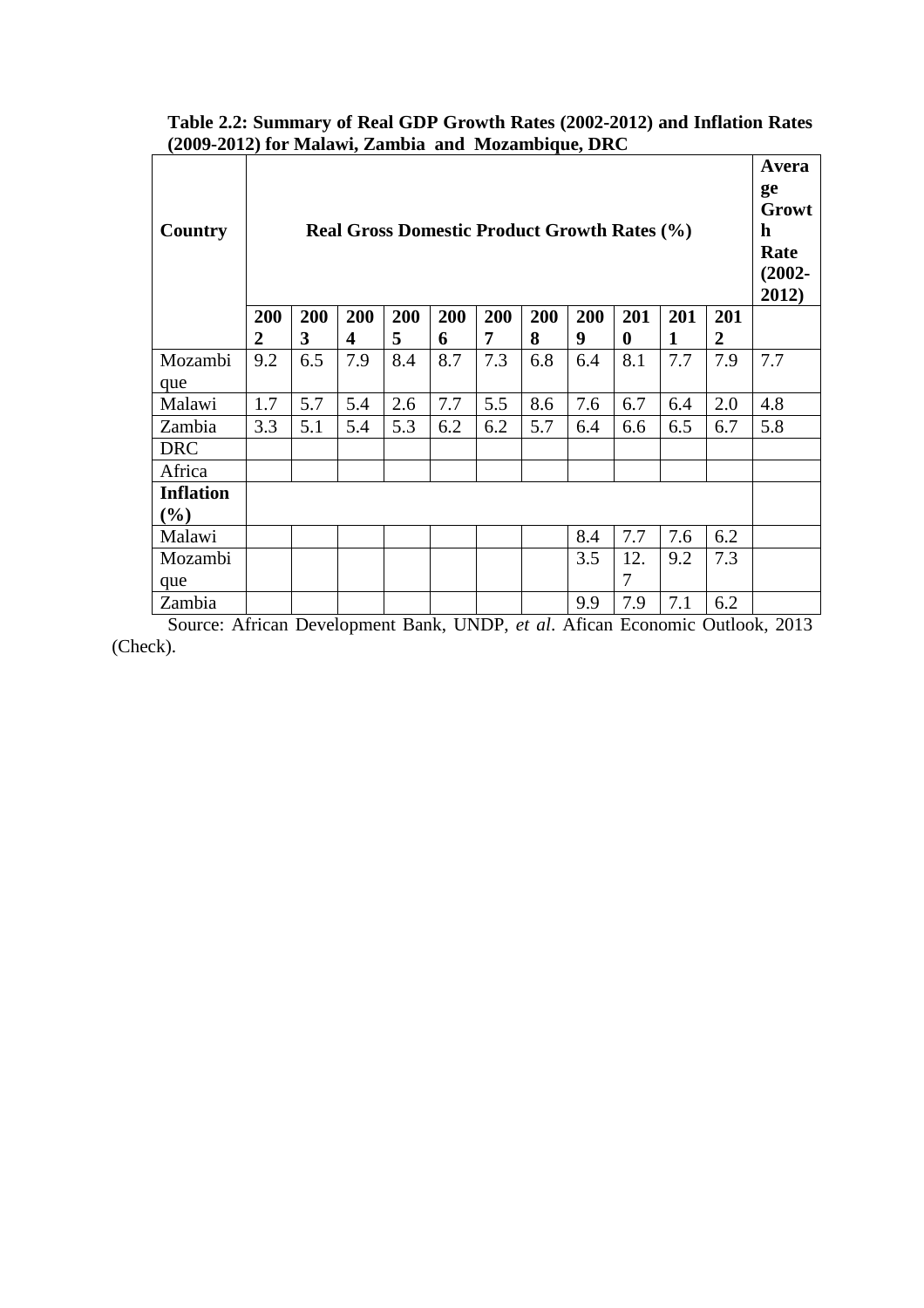**Table 2.2: Summary of Real GDP Growth Rates (2002-2012) and Inflation Rates (2009-2012) for Malawi, Zambia and Mozambique, DRC**

| Country | Real Gross Domestic Product Growth Rates (%) | | | | | | | | | | | Average Growth Rate (2002-2012) |
|---|---|---|---|---|---|---|---|---|---|---|---|---|
| | 2002 | 2003 | 2004 | 2005 | 2006 | 2007 | 2008 | 2009 | 2010 | 2011 | 2012 | |
| Mozambique | 9.2 | 6.5 | 7.9 | 8.4 | 8.7 | 7.3 | 6.8 | 6.4 | 8.1 | 7.7 | 7.9 | 7.7 |
| Malawi | 1.7 | 5.7 | 5.4 | 2.6 | 7.7 | 5.5 | 8.6 | 7.6 | 6.7 | 6.4 | 2.0 | 4.8 |
| Zambia | 3.3 | 5.1 | 5.4 | 5.3 | 6.2 | 6.2 | 5.7 | 6.4 | 6.6 | 6.5 | 6.7 | 5.8 |
| DRC | | | | | | | | | | | | |
| Africa | | | | | | | | | | | | |
| **Inflation (%)** | | | | | | | | | | | | |
| Malawi | | | | | | | | 8.4 | 7.7 | 7.6 | 6.2 | |
| Mozambique | | | | | | | | 3.5 | 12.7 | 9.2 | 7.3 | |
| Zambia | | | | | | | | 9.9 | 7.9 | 7.1 | 6.2 | |

Source: African Development Bank, UNDP, *et al*. Afican Economic Outlook, 2013 (Check).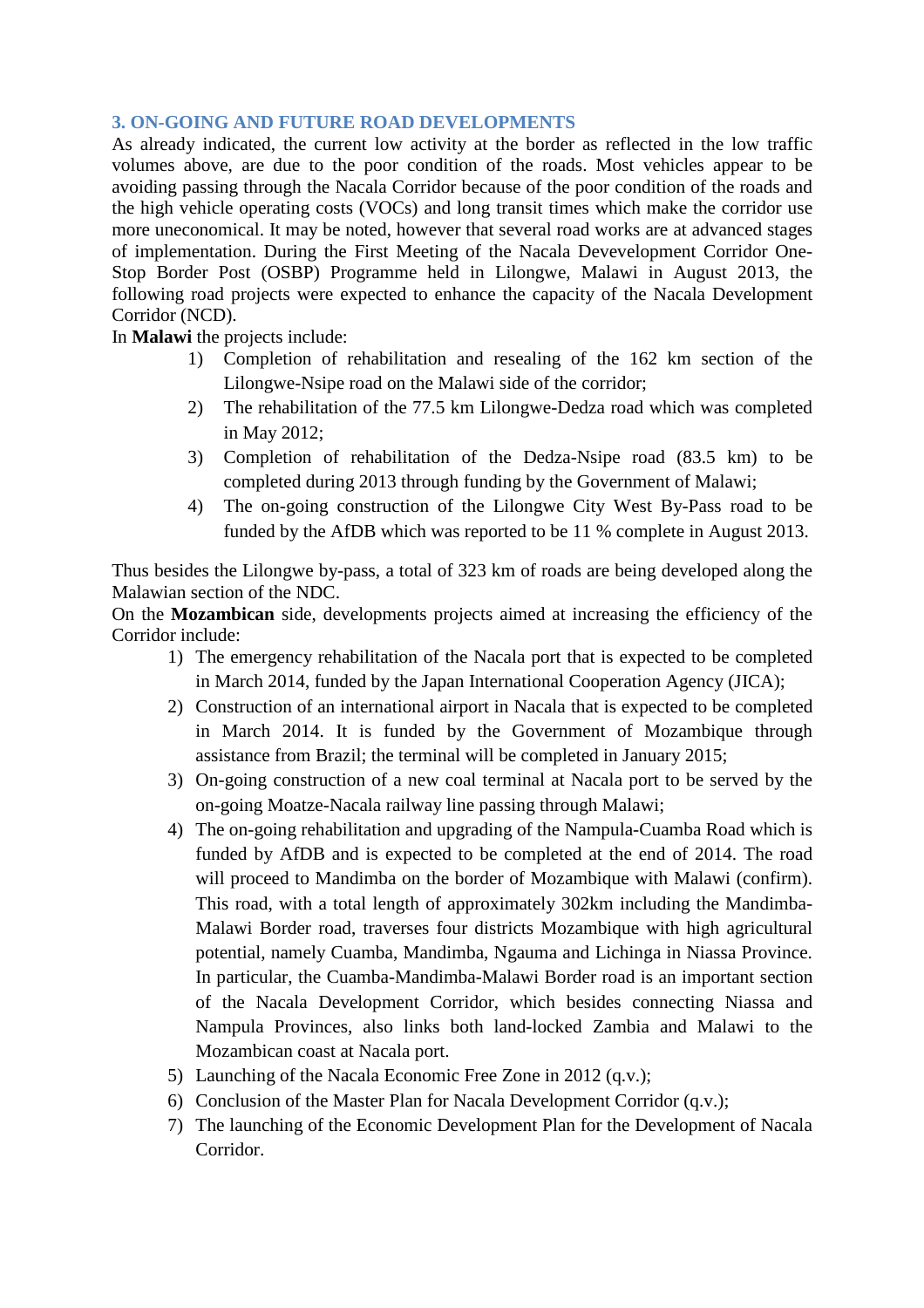## 3. ON-GOING AND FUTURE ROAD DEVELOPMENTS

As already indicated, the current low activity at the border as reflected in the low traffic volumes above, are due to the poor condition of the roads. Most vehicles appear to be avoiding passing through the Nacala Corridor because of the poor condition of the roads and the high vehicle operating costs (VOCs) and long transit times which make the corridor use more uneconomical. It may be noted, however that several road works are at advanced stages of implementation. During the First Meeting of the Nacala Devevelopment Corridor One-Stop Border Post (OSBP) Programme held in Lilongwe, Malawi in August 2013, the following road projects were expected to enhance the capacity of the Nacala Development Corridor (NCD).

In **Malawi** the projects include:

1) Completion of rehabilitation and resealing of the 162 km section of the Lilongwe-Nsipe road on the Malawi side of the corridor;
2) The rehabilitation of the 77.5 km Lilongwe-Dedza road which was completed in May 2012;
3) Completion of rehabilitation of the Dedza-Nsipe road (83.5 km) to be completed during 2013 through funding by the Government of Malawi;
4) The on-going construction of the Lilongwe City West By-Pass road to be funded by the AfDB which was reported to be 11 % complete in August 2013.

Thus besides the Lilongwe by-pass, a total of 323 km of roads are being developed along the Malawian section of the NDC.

On the **Mozambican** side, developments projects aimed at increasing the efficiency of the Corridor include:

1) The emergency rehabilitation of the Nacala port that is expected to be completed in March 2014, funded by the Japan International Cooperation Agency (JICA);
2) Construction of an international airport in Nacala that is expected to be completed in March 2014. It is funded by the Government of Mozambique through assistance from Brazil; the terminal will be completed in January 2015;
3) On-going construction of a new coal terminal at Nacala port to be served by the on-going Moatze-Nacala railway line passing through Malawi;
4) The on-going rehabilitation and upgrading of the Nampula-Cuamba Road which is funded by AfDB and is expected to be completed at the end of 2014. The road will proceed to Mandimba on the border of Mozambique with Malawi (confirm). This road, with a total length of approximately 302km including the Mandimba-Malawi Border road, traverses four districts Mozambique with high agricultural potential, namely Cuamba, Mandimba, Ngauma and Lichinga in Niassa Province. In particular, the Cuamba-Mandimba-Malawi Border road is an important section of the Nacala Development Corridor, which besides connecting Niassa and Nampula Provinces, also links both land-locked Zambia and Malawi to the Mozambican coast at Nacala port.
5) Launching of the Nacala Economic Free Zone in 2012 (q.v.);
6) Conclusion of the Master Plan for Nacala Development Corridor (q.v.);
7) The launching of the Economic Development Plan for the Development of Nacala Corridor.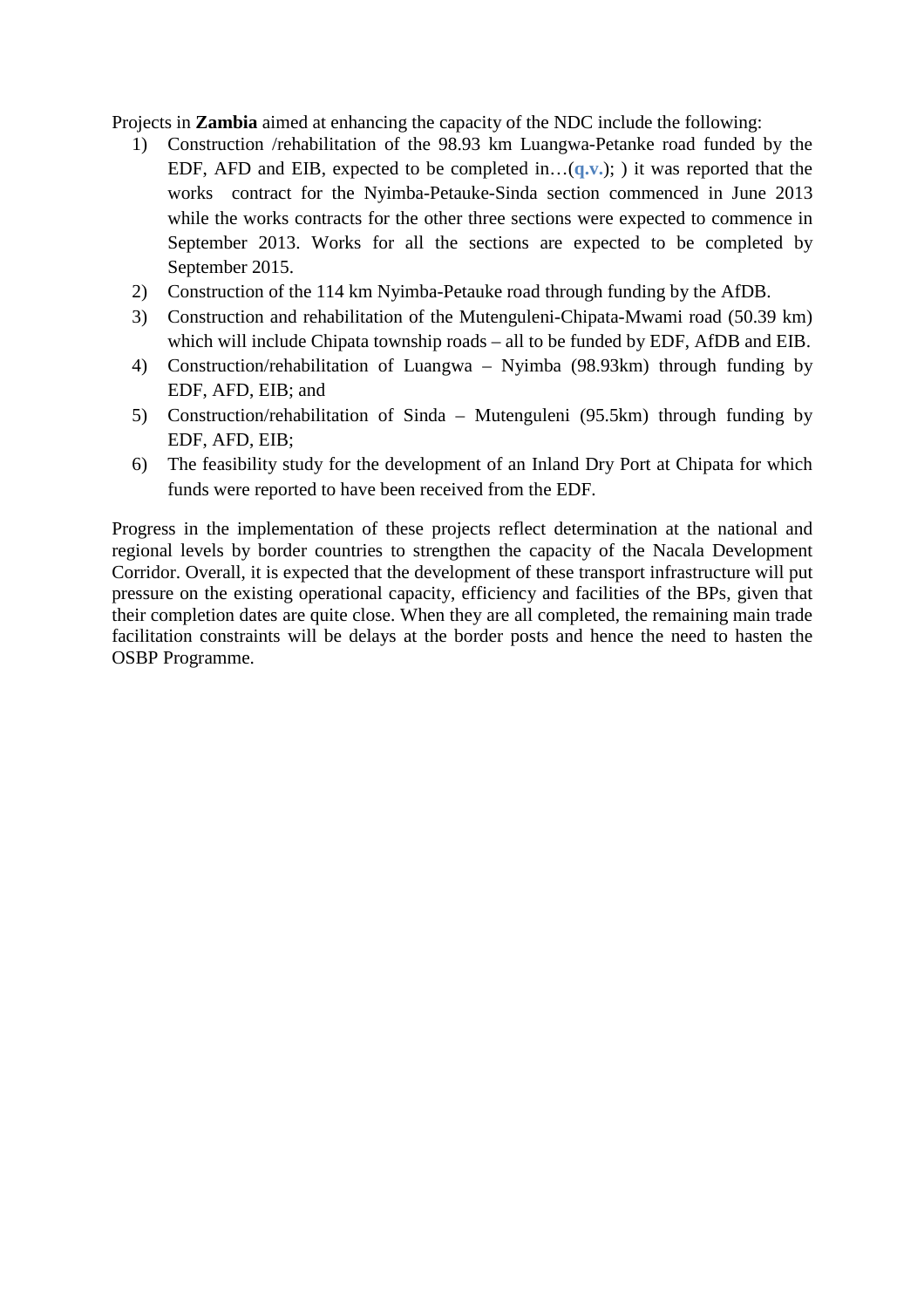Projects in **Zambia** aimed at enhancing the capacity of the NDC include the following:

1) Construction /rehabilitation of the 98.93 km Luangwa-Petanke road funded by the EDF, AFD and EIB, expected to be completed in…(**q.v.**); ) it was reported that the works contract for the Nyimba-Petauke-Sinda section commenced in June 2013 while the works contracts for the other three sections were expected to commence in September 2013. Works for all the sections are expected to be completed by September 2015.
2) Construction of the 114 km Nyimba-Petauke road through funding by the AfDB.
3) Construction and rehabilitation of the Mutenguleni-Chipata-Mwami road (50.39 km) which will include Chipata township roads – all to be funded by EDF, AfDB and EIB.
4) Construction/rehabilitation of Luangwa – Nyimba (98.93km) through funding by EDF, AFD, EIB; and
5) Construction/rehabilitation of Sinda – Mutenguleni (95.5km) through funding by EDF, AFD, EIB;
6) The feasibility study for the development of an Inland Dry Port at Chipata for which funds were reported to have been received from the EDF.

Progress in the implementation of these projects reflect determination at the national and regional levels by border countries to strengthen the capacity of the Nacala Development Corridor. Overall, it is expected that the development of these transport infrastructure will put pressure on the existing operational capacity, efficiency and facilities of the BPs, given that their completion dates are quite close. When they are all completed, the remaining main trade facilitation constraints will be delays at the border posts and hence the need to hasten the OSBP Programme.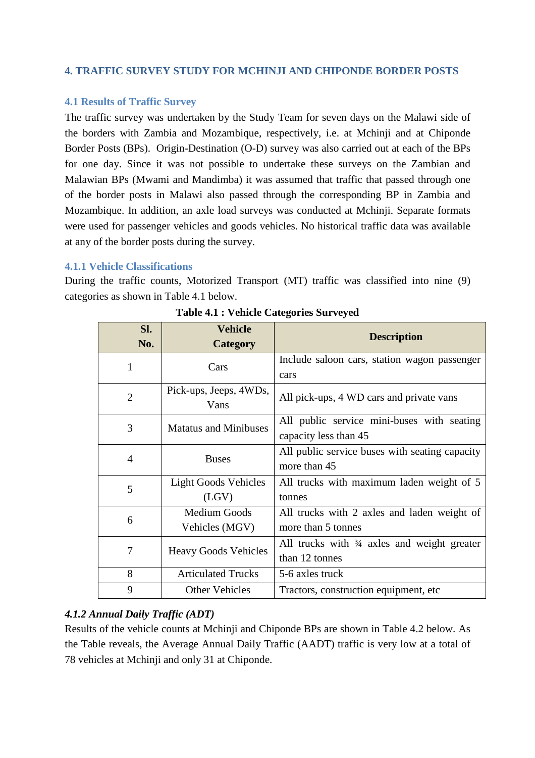# 4. TRAFFIC SURVEY STUDY FOR MCHINJI AND CHIPONDE BORDER POSTS

## 4.1 Results of Traffic Survey

The traffic survey was undertaken by the Study Team for seven days on the Malawi side of the borders with Zambia and Mozambique, respectively, i.e. at Mchinji and at Chiponde Border Posts (BPs). Origin-Destination (O-D) survey was also carried out at each of the BPs for one day. Since it was not possible to undertake these surveys on the Zambian and Malawian BPs (Mwami and Mandimba) it was assumed that traffic that passed through one of the border posts in Malawi also passed through the corresponding BP in Zambia and Mozambique. In addition, an axle load surveys was conducted at Mchinji. Separate formats were used for passenger vehicles and goods vehicles. No historical traffic data was available at any of the border posts during the survey.

### 4.1.1 Vehicle Classifications

During the traffic counts, Motorized Transport (MT) traffic was classified into nine (9) categories as shown in Table 4.1 below.

**Table 4.1 : Vehicle Categories Surveyed**

| Sl. No. | Vehicle Category | Description |
|---|---|---|
| 1 | Cars | Include saloon cars, station wagon passenger cars |
| 2 | Pick-ups, Jeeps, 4WDs, Vans | All pick-ups, 4 WD cars and private vans |
| 3 | Matatus and Minibuses | All public service mini-buses with seating capacity less than 45 |
| 4 | Buses | All public service buses with seating capacity more than 45 |
| 5 | Light Goods Vehicles (LGV) | All trucks with maximum laden weight of 5 tonnes |
| 6 | Medium Goods Vehicles (MGV) | All trucks with 2 axles and laden weight of more than 5 tonnes |
| 7 | Heavy Goods Vehicles | All trucks with ¾ axles and weight greater than 12 tonnes |
| 8 | Articulated Trucks | 5-6 axles truck |
| 9 | Other Vehicles | Tractors, construction equipment, etc |

### *4.1.2 Annual Daily Traffic (ADT)*

Results of the vehicle counts at Mchinji and Chiponde BPs are shown in Table 4.2 below. As the Table reveals, the Average Annual Daily Traffic (AADT) traffic is very low at a total of 78 vehicles at Mchinji and only 31 at Chiponde.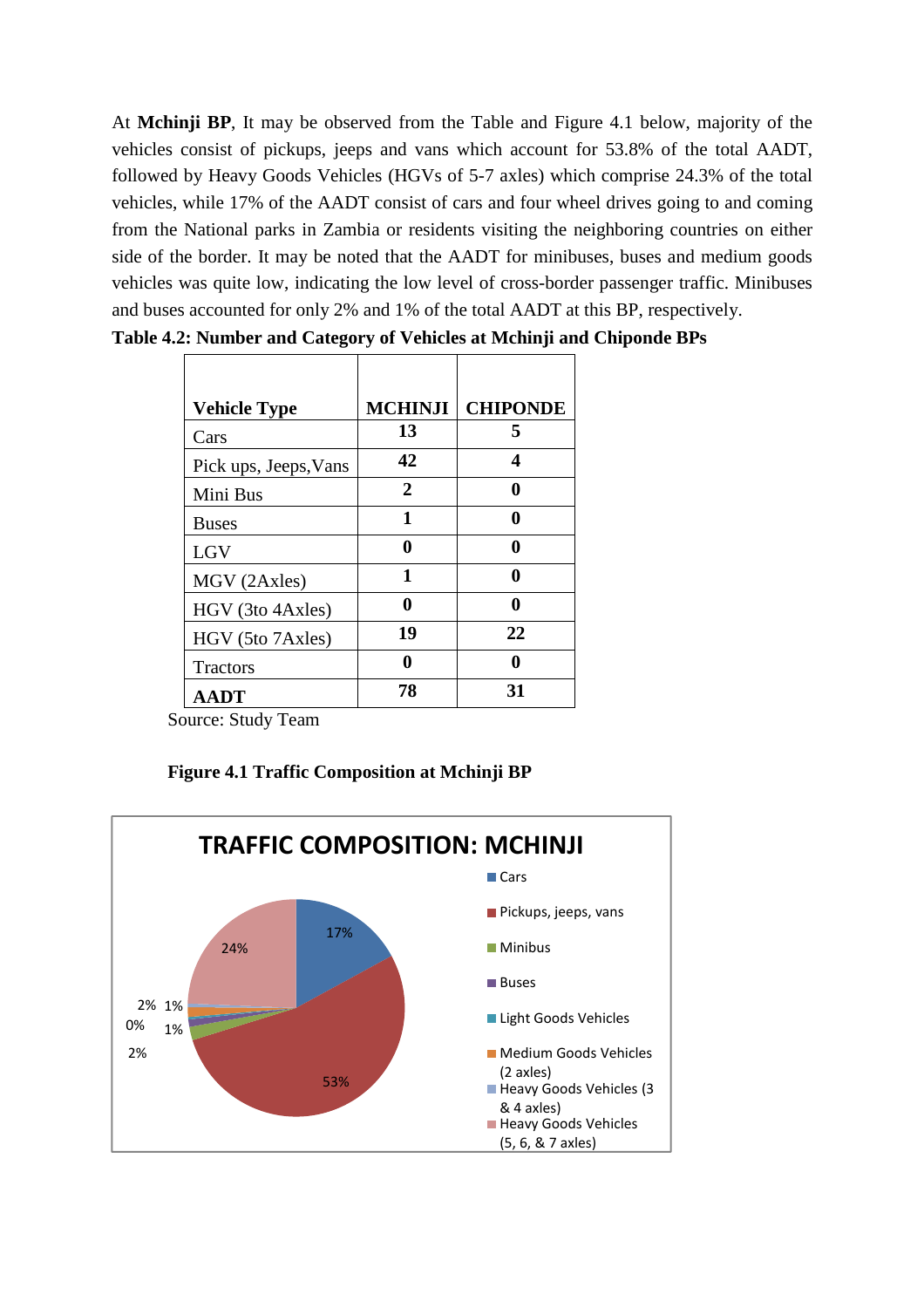At **Mchinji BP**, It may be observed from the Table and Figure 4.1 below, majority of the vehicles consist of pickups, jeeps and vans which account for 53.8% of the total AADT, followed by Heavy Goods Vehicles (HGVs of 5-7 axles) which comprise 24.3% of the total vehicles, while 17% of the AADT consist of cars and four wheel drives going to and coming from the National parks in Zambia or residents visiting the neighboring countries on either side of the border. It may be noted that the AADT for minibuses, buses and medium goods vehicles was quite low, indicating the low level of cross-border passenger traffic. Minibuses and buses accounted for only 2% and 1% of the total AADT at this BP, respectively.

**Table 4.2: Number and Category of Vehicles at Mchinji and Chiponde BPs**

| Vehicle Type | MCHINJI | CHIPONDE |
|---|---|---|
| Cars | **13** | **5** |
| Pick ups, Jeeps, Vans | **42** | **4** |
| Mini Bus | **2** | **0** |
| Buses | **1** | **0** |
| LGV | **0** | **0** |
| MGV (2Axles) | **1** | **0** |
| HGV (3to 4Axles) | **0** | **0** |
| HGV (5to 7Axles) | **19** | **22** |
| Tractors | **0** | **0** |
| **AADT** | **78** | **31** |

Source: Study Team

**Figure 4.1 Traffic Composition at Mchinji BP**

TRAFFIC COMPOSITION: MCHINJI

- Cars: 17%
- Pickups, jeeps, vans: 53%
- Minibus: 2%
- Buses: 1%
- Light Goods Vehicles: 0%
- Medium Goods Vehicles (2 axles): 1%
- Heavy Goods Vehicles (3 & 4 axles): 2%
- Heavy Goods Vehicles (5, 6, & 7 axles): 24%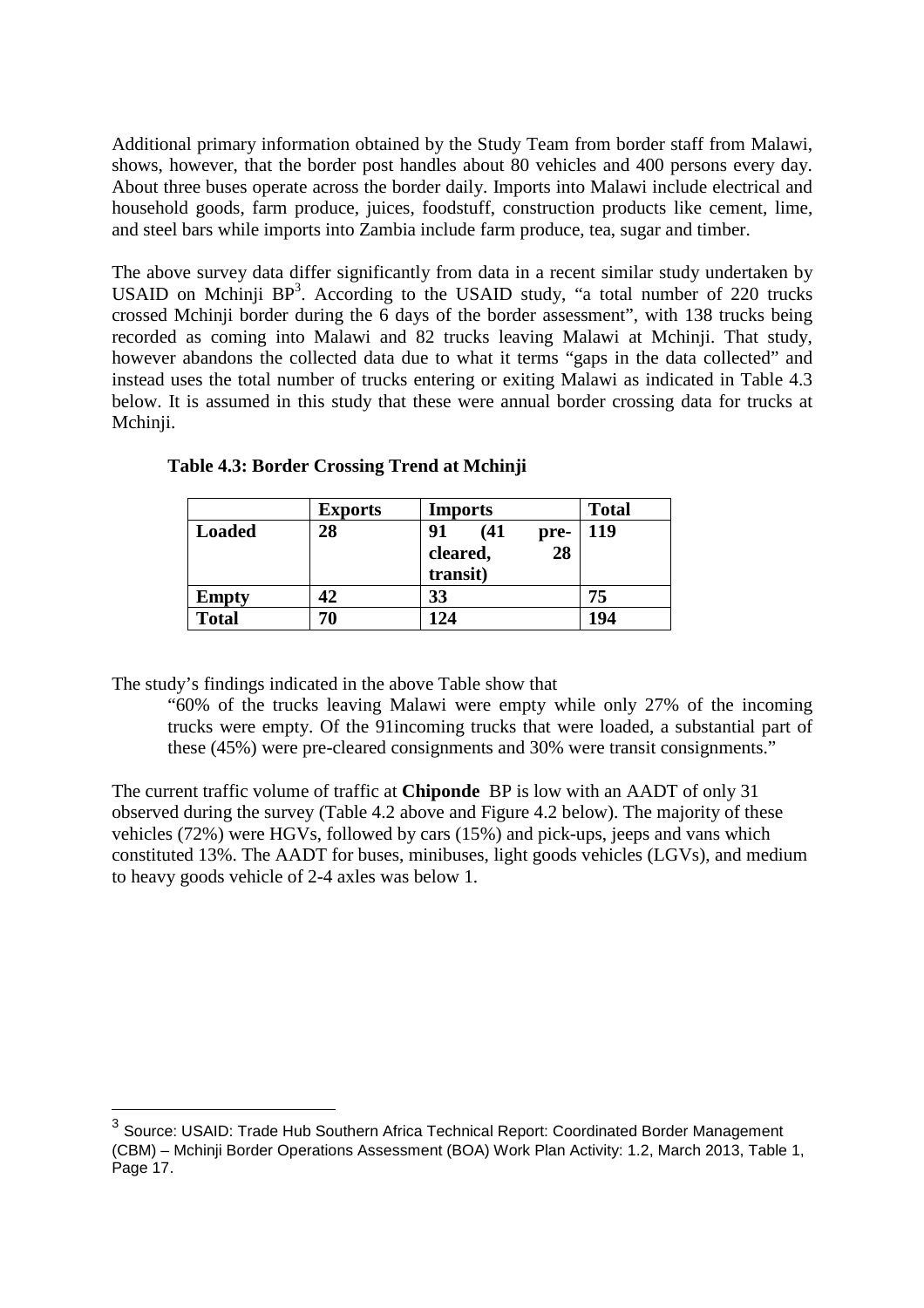Additional primary information obtained by the Study Team from border staff from Malawi, shows, however, that the border post handles about 80 vehicles and 400 persons every day. About three buses operate across the border daily. Imports into Malawi include electrical and household goods, farm produce, juices, foodstuff, construction products like cement, lime, and steel bars while imports into Zambia include farm produce, tea, sugar and timber.

The above survey data differ significantly from data in a recent similar study undertaken by USAID on Mchinji BP[3]. According to the USAID study, "a total number of 220 trucks crossed Mchinji border during the 6 days of the border assessment", with 138 trucks being recorded as coming into Malawi and 82 trucks leaving Malawi at Mchinji. That study, however abandons the collected data due to what it terms "gaps in the data collected" and instead uses the total number of trucks entering or exiting Malawi as indicated in Table 4.3 below. It is assumed in this study that these were annual border crossing data for trucks at Mchinji.

**Table 4.3: Border Crossing Trend at Mchinji**

| | Exports | Imports | Total |
|---|---|---|---|
| **Loaded** | **28** | **91 (41 pre-cleared, 28 transit)** | **119** |
| **Empty** | **42** | **33** | **75** |
| **Total** | **70** | **124** | **194** |

The study's findings indicated in the above Table show that

> "60% of the trucks leaving Malawi were empty while only 27% of the incoming trucks were empty. Of the 91incoming trucks that were loaded, a substantial part of these (45%) were pre-cleared consignments and 30% were transit consignments."

The current traffic volume of traffic at **Chiponde** BP is low with an AADT of only 31 observed during the survey (Table 4.2 above and Figure 4.2 below). The majority of these vehicles (72%) were HGVs, followed by cars (15%) and pick-ups, jeeps and vans which constituted 13%. The AADT for buses, minibuses, light goods vehicles (LGVs), and medium to heavy goods vehicle of 2-4 axles was below 1.

---

[3] Source: USAID: Trade Hub Southern Africa Technical Report: Coordinated Border Management (CBM) – Mchinji Border Operations Assessment (BOA) Work Plan Activity: 1.2, March 2013, Table 1, Page 17.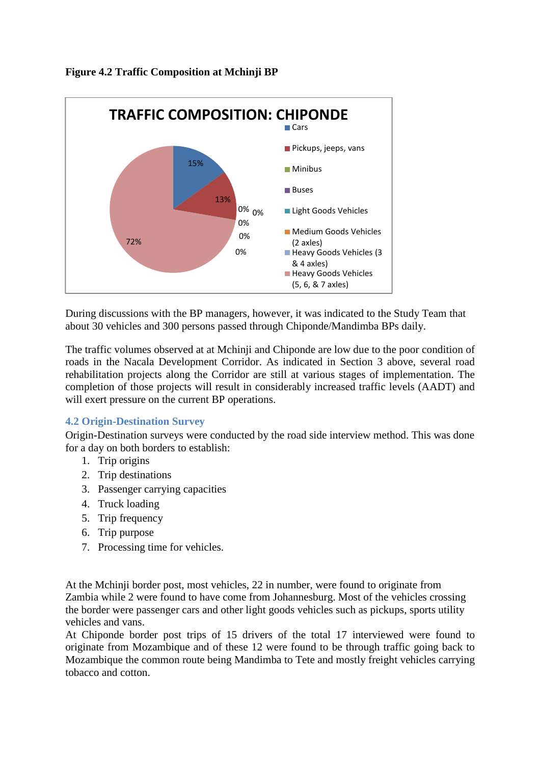**Figure 4.2 Traffic Composition at Mchinji BP**

During discussions with the BP managers, however, it was indicated to the Study Team that about 30 vehicles and 300 persons passed through Chiponde/Mandimba BPs daily.

The traffic volumes observed at at Mchinji and Chiponde are low due to the poor condition of roads in the Nacala Development Corridor. As indicated in Section 3 above, several road rehabilitation projects along the Corridor are still at various stages of implementation. The completion of those projects will result in considerably increased traffic levels (AADT) and will exert pressure on the current BP operations.

## 4.2 Origin-Destination Survey

Origin-Destination surveys were conducted by the road side interview method. This was done for a day on both borders to establish:

1. Trip origins
2. Trip destinations
3. Passenger carrying capacities
4. Truck loading
5. Trip frequency
6. Trip purpose
7. Processing time for vehicles.

At the Mchinji border post, most vehicles, 22 in number, were found to originate from Zambia while 2 were found to have come from Johannesburg. Most of the vehicles crossing the border were passenger cars and other light goods vehicles such as pickups, sports utility vehicles and vans.

At Chiponde border post trips of 15 drivers of the total 17 interviewed were found to originate from Mozambique and of these 12 were found to be through traffic going back to Mozambique the common route being Mandimba to Tete and mostly freight vehicles carrying tobacco and cotton.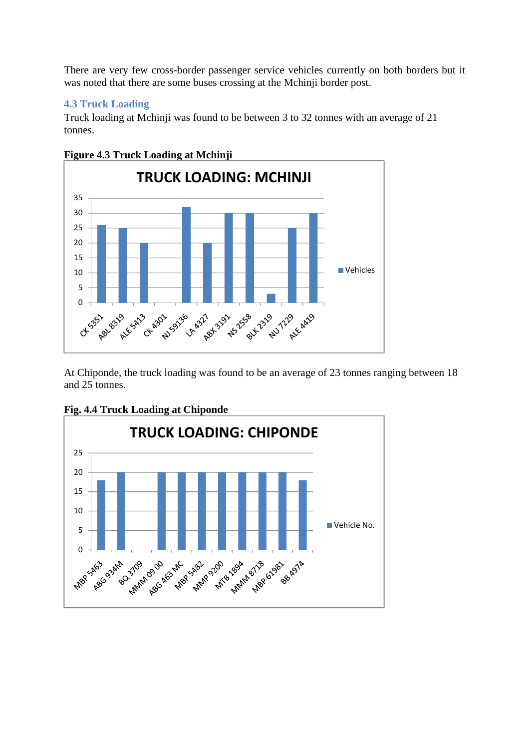There are very few cross-border passenger service vehicles currently on both borders but it was noted that there are some buses crossing at the Mchinji border post.

### 4.3 Truck Loading

Truck loading at Mchinji was found to be between 3 to 32 tonnes with an average of 21 tonnes.

**Figure 4.3 Truck Loading at Mchinji**

At Chiponde, the truck loading was found to be an average of 23 tonnes ranging between 18 and 25 tonnes.

**Fig. 4.4 Truck Loading at Chiponde**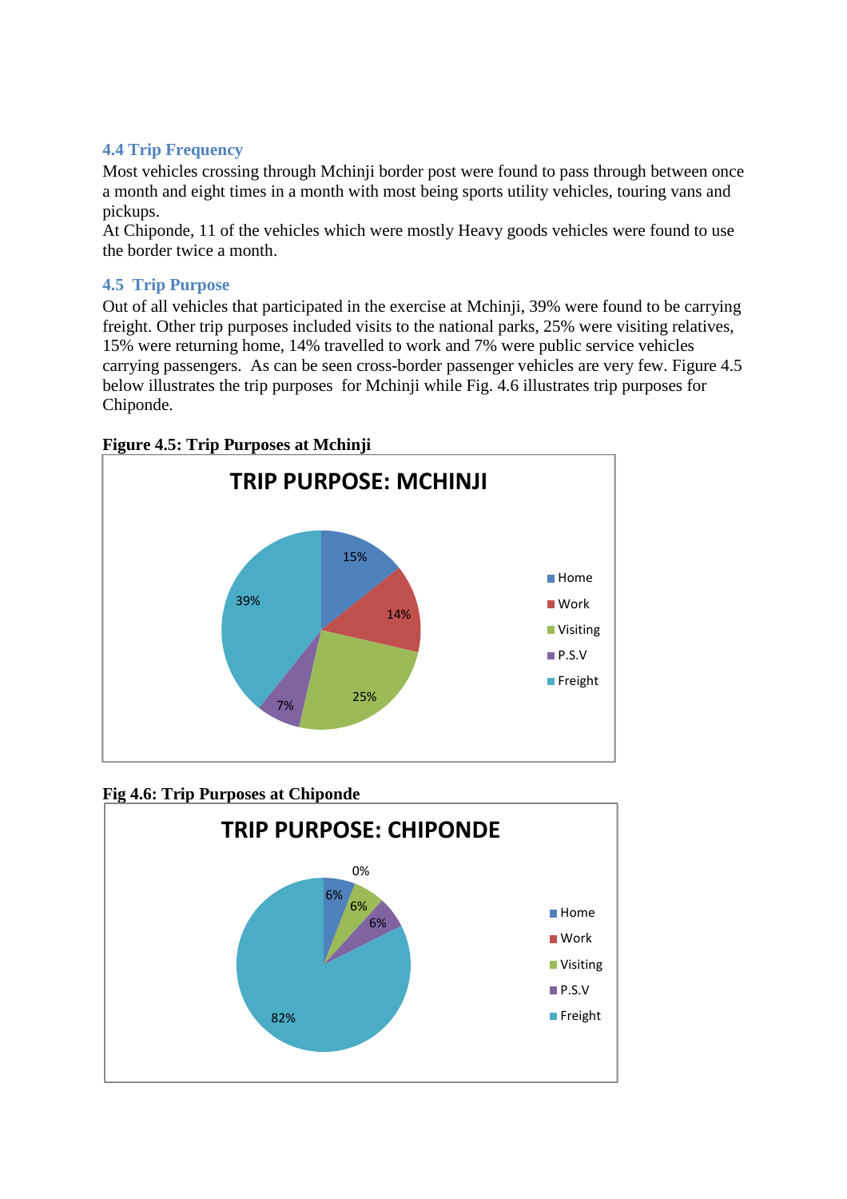### 4.4 Trip Frequency

Most vehicles crossing through Mchinji border post were found to pass through between once a month and eight times in a month with most being sports utility vehicles, touring vans and pickups.

At Chiponde, 11 of the vehicles which were mostly Heavy goods vehicles were found to use the border twice a month.

### 4.5 Trip Purpose

Out of all vehicles that participated in the exercise at Mchinji, 39% were found to be carrying freight. Other trip purposes included visits to the national parks, 25% were visiting relatives, 15% were returning home, 14% travelled to work and 7% were public service vehicles carrying passengers. As can be seen cross-border passenger vehicles are very few. Figure 4.5 below illustrates the trip purposes for Mchinji while Fig. 4.6 illustrates trip purposes for Chiponde.

**Figure 4.5: Trip Purposes at Mchinji**

**TRIP PURPOSE: MCHINJI**

| Purpose | Percentage |
|---|---|
| Home | 15% |
| Work | 14% |
| Visiting | 25% |
| P.S.V | 7% |
| Freight | 39% |

**Fig 4.6: Trip Purposes at Chiponde**

**TRIP PURPOSE: CHIPONDE**

| Purpose | Percentage |
|---|---|
| Home | 6% |
| Work | 0% |
| Visiting | 6% |
| P.S.V | 6% |
| Freight | 82% |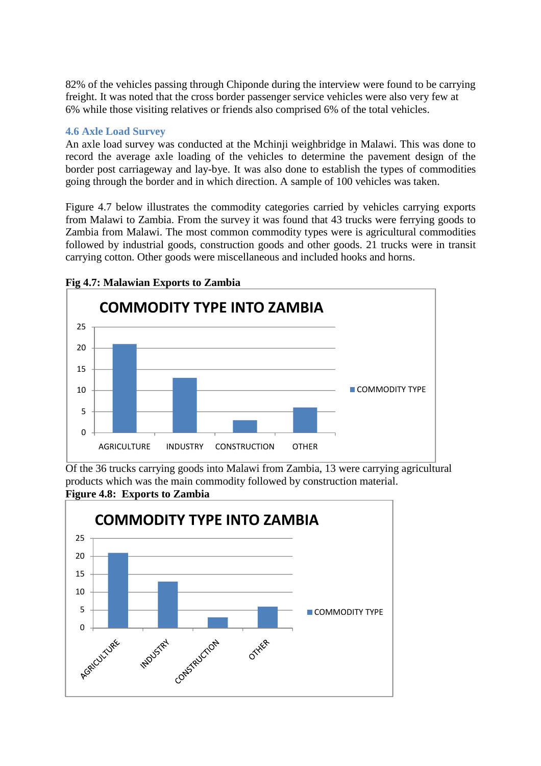82% of the vehicles passing through Chiponde during the interview were found to be carrying freight. It was noted that the cross border passenger service vehicles were also very few at 6% while those visiting relatives or friends also comprised 6% of the total vehicles.

### 4.6 Axle Load Survey

An axle load survey was conducted at the Mchinji weighbridge in Malawi. This was done to record the average axle loading of the vehicles to determine the pavement design of the border post carriageway and lay-bye. It was also done to establish the types of commodities going through the border and in which direction. A sample of 100 vehicles was taken.

Figure 4.7 below illustrates the commodity categories carried by vehicles carrying exports from Malawi to Zambia. From the survey it was found that 43 trucks were ferrying goods to Zambia from Malawi. The most common commodity types were is agricultural commodities followed by industrial goods, construction goods and other goods. 21 trucks were in transit carrying cotton. Other goods were miscellaneous and included hooks and horns.

**Fig 4.7: Malawian Exports to Zambia**

COMMODITY TYPE INTO ZAMBIA

| Commodity | COMMODITY TYPE |
|---|---|
| AGRICULTURE | 21 |
| INDUSTRY | 13 |
| CONSTRUCTION | 3 |
| OTHER | 6 |

Of the 36 trucks carrying goods into Malawi from Zambia, 13 were carrying agricultural products which was the main commodity followed by construction material.

**Figure 4.8: Exports to Zambia**

COMMODITY TYPE INTO ZAMBIA

| Commodity | COMMODITY TYPE |
|---|---|
| AGRICULTURE | 21 |
| INDUSTRY | 13 |
| CONSTRUCTION | 3 |
| OTHER | 6 |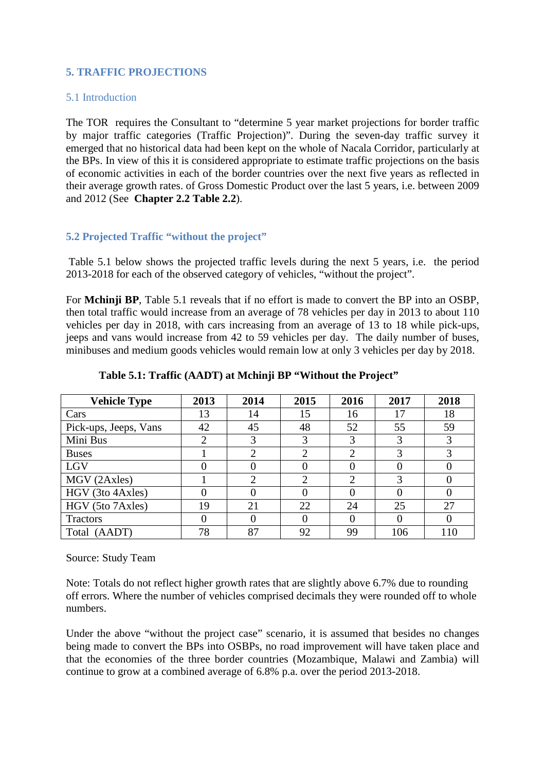## 5. TRAFFIC PROJECTIONS

### 5.1 Introduction

The TOR requires the Consultant to "determine 5 year market projections for border traffic by major traffic categories (Traffic Projection)". During the seven-day traffic survey it emerged that no historical data had been kept on the whole of Nacala Corridor, particularly at the BPs. In view of this it is considered appropriate to estimate traffic projections on the basis of economic activities in each of the border countries over the next five years as reflected in their average growth rates. of Gross Domestic Product over the last 5 years, i.e. between 2009 and 2012 (See **Chapter 2.2 Table 2.2**).

### 5.2 Projected Traffic "without the project"

Table 5.1 below shows the projected traffic levels during the next 5 years, i.e. the period 2013-2018 for each of the observed category of vehicles, "without the project".

For **Mchinji BP**, Table 5.1 reveals that if no effort is made to convert the BP into an OSBP, then total traffic would increase from an average of 78 vehicles per day in 2013 to about 110 vehicles per day in 2018, with cars increasing from an average of 13 to 18 while pick-ups, jeeps and vans would increase from 42 to 59 vehicles per day. The daily number of buses, minibuses and medium goods vehicles would remain low at only 3 vehicles per day by 2018.

**Table 5.1: Traffic (AADT) at Mchinji BP "Without the Project"**

| Vehicle Type | 2013 | 2014 | 2015 | 2016 | 2017 | 2018 |
|---|---|---|---|---|---|---|
| Cars | 13 | 14 | 15 | 16 | 17 | 18 |
| Pick-ups, Jeeps, Vans | 42 | 45 | 48 | 52 | 55 | 59 |
| Mini Bus | 2 | 3 | 3 | 3 | 3 | 3 |
| Buses | 1 | 2 | 2 | 2 | 3 | 3 |
| LGV | 0 | 0 | 0 | 0 | 0 | 0 |
| MGV (2Axles) | 1 | 2 | 2 | 2 | 3 | 0 |
| HGV (3to 4Axles) | 0 | 0 | 0 | 0 | 0 | 0 |
| HGV (5to 7Axles) | 19 | 21 | 22 | 24 | 25 | 27 |
| Tractors | 0 | 0 | 0 | 0 | 0 | 0 |
| Total (AADT) | 78 | 87 | 92 | 99 | 106 | 110 |

Source: Study Team

Note: Totals do not reflect higher growth rates that are slightly above 6.7% due to rounding off errors. Where the number of vehicles comprised decimals they were rounded off to whole numbers.

Under the above "without the project case" scenario, it is assumed that besides no changes being made to convert the BPs into OSBPs, no road improvement will have taken place and that the economies of the three border countries (Mozambique, Malawi and Zambia) will continue to grow at a combined average of 6.8% p.a. over the period 2013-2018.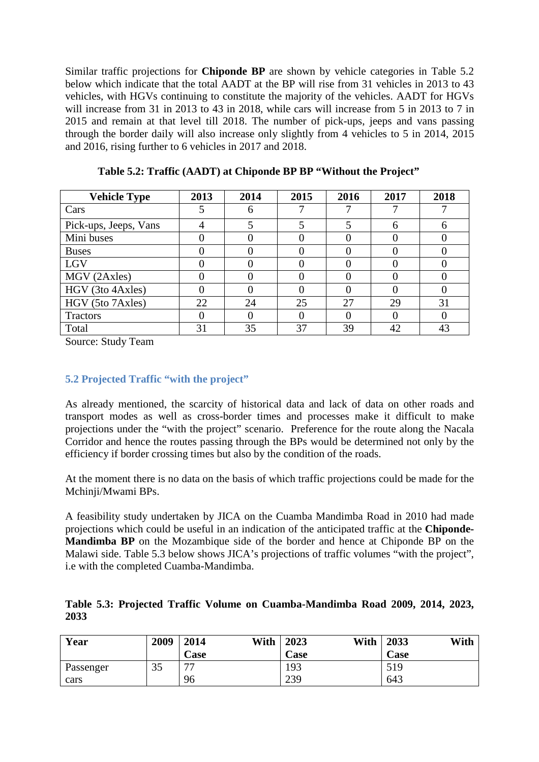Similar traffic projections for **Chiponde BP** are shown by vehicle categories in Table 5.2 below which indicate that the total AADT at the BP will rise from 31 vehicles in 2013 to 43 vehicles, with HGVs continuing to constitute the majority of the vehicles. AADT for HGVs will increase from 31 in 2013 to 43 in 2018, while cars will increase from 5 in 2013 to 7 in 2015 and remain at that level till 2018. The number of pick-ups, jeeps and vans passing through the border daily will also increase only slightly from 4 vehicles to 5 in 2014, 2015 and 2016, rising further to 6 vehicles in 2017 and 2018.

**Table 5.2: Traffic (AADT) at Chiponde BP BP "Without the Project"**

| Vehicle Type | 2013 | 2014 | 2015 | 2016 | 2017 | 2018 |
|---|---|---|---|---|---|---|
| Cars | 5 | 6 | 7 | 7 | 7 | 7 |
| Pick-ups, Jeeps, Vans | 4 | 5 | 5 | 5 | 6 | 6 |
| Mini buses | 0 | 0 | 0 | 0 | 0 | 0 |
| Buses | 0 | 0 | 0 | 0 | 0 | 0 |
| LGV | 0 | 0 | 0 | 0 | 0 | 0 |
| MGV (2Axles) | 0 | 0 | 0 | 0 | 0 | 0 |
| HGV (3to 4Axles) | 0 | 0 | 0 | 0 | 0 | 0 |
| HGV (5to 7Axles) | 22 | 24 | 25 | 27 | 29 | 31 |
| Tractors | 0 | 0 | 0 | 0 | 0 | 0 |
| Total | 31 | 35 | 37 | 39 | 42 | 43 |

Source: Study Team

## 5.2 Projected Traffic "with the project"

As already mentioned, the scarcity of historical data and lack of data on other roads and transport modes as well as cross-border times and processes make it difficult to make projections under the "with the project" scenario. Preference for the route along the Nacala Corridor and hence the routes passing through the BPs would be determined not only by the efficiency if border crossing times but also by the condition of the roads.

At the moment there is no data on the basis of which traffic projections could be made for the Mchinji/Mwami BPs.

A feasibility study undertaken by JICA on the Cuamba Mandimba Road in 2010 had made projections which could be useful in an indication of the anticipated traffic at the **Chiponde-Mandimba BP** on the Mozambique side of the border and hence at Chiponde BP on the Malawi side. Table 5.3 below shows JICA's projections of traffic volumes "with the project", i.e with the completed Cuamba-Mandimba.

**Table 5.3: Projected Traffic Volume on Cuamba-Mandimba Road 2009, 2014, 2023, 2033**

| Year | 2009 | 2014 With Case | 2023 With Case | 2033 With Case |
|---|---|---|---|---|
| Passenger cars | 35 | 77<br>96 | 193<br>239 | 519<br>643 |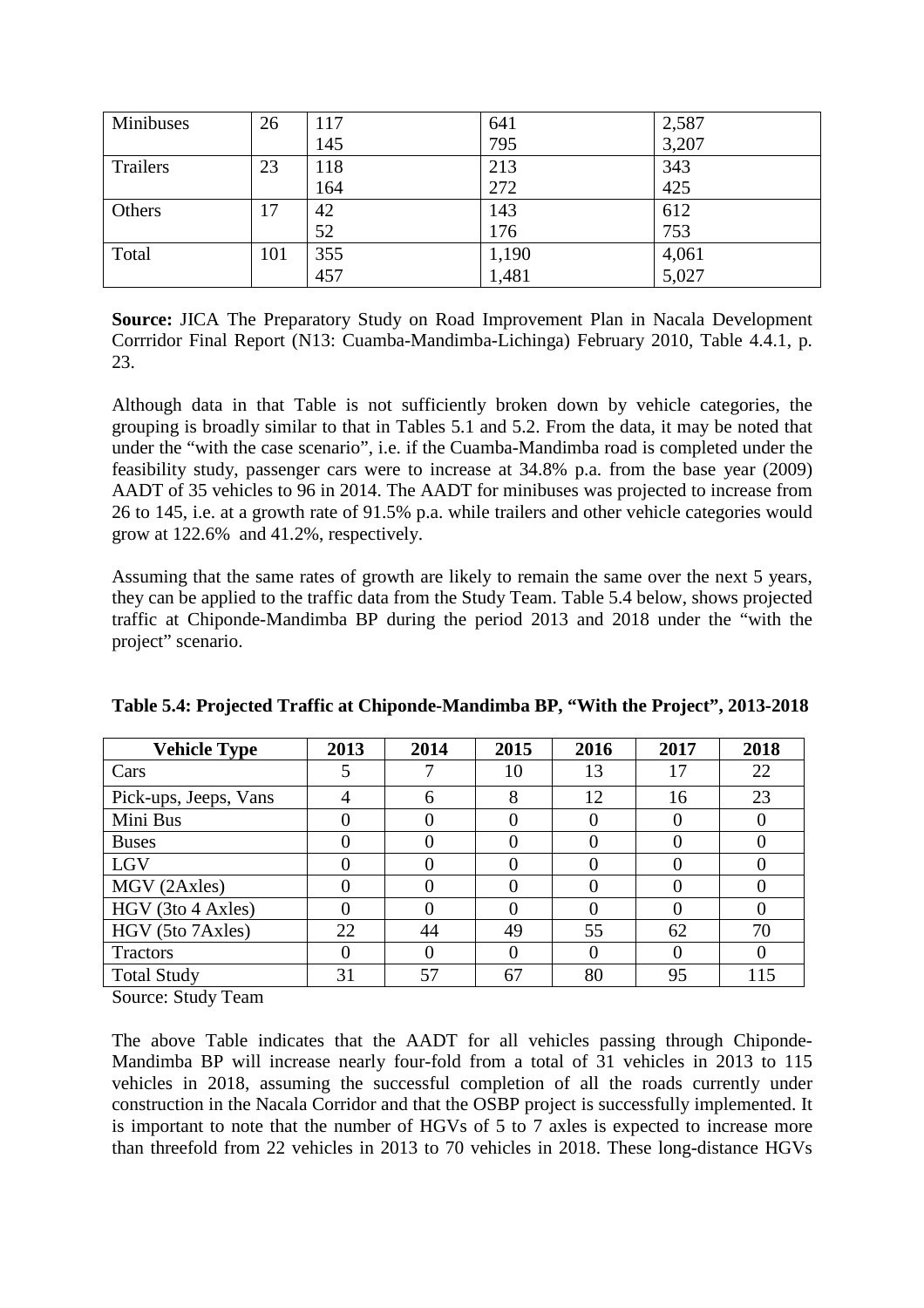| Minibuses | 26 | 117<br>145 | 641<br>795 | 2,587<br>3,207 |
|---|---|---|---|---|
| Trailers | 23 | 118<br>164 | 213<br>272 | 343<br>425 |
| Others | 17 | 42<br>52 | 143<br>176 | 612<br>753 |
| Total | 101 | 355<br>457 | 1,190<br>1,481 | 4,061<br>5,027 |

**Source:** JICA The Preparatory Study on Road Improvement Plan in Nacala Development Corrridor Final Report (N13: Cuamba-Mandimba-Lichinga) February 2010, Table 4.4.1, p. 23.

Although data in that Table is not sufficiently broken down by vehicle categories, the grouping is broadly similar to that in Tables 5.1 and 5.2. From the data, it may be noted that under the "with the case scenario", i.e. if the Cuamba-Mandimba road is completed under the feasibility study, passenger cars were to increase at 34.8% p.a. from the base year (2009) AADT of 35 vehicles to 96 in 2014. The AADT for minibuses was projected to increase from 26 to 145, i.e. at a growth rate of 91.5% p.a. while trailers and other vehicle categories would grow at 122.6% and 41.2%, respectively.

Assuming that the same rates of growth are likely to remain the same over the next 5 years, they can be applied to the traffic data from the Study Team. Table 5.4 below, shows projected traffic at Chiponde-Mandimba BP during the period 2013 and 2018 under the "with the project" scenario.

**Table 5.4: Projected Traffic at Chiponde-Mandimba BP, "With the Project", 2013-2018**

| Vehicle Type | 2013 | 2014 | 2015 | 2016 | 2017 | 2018 |
|---|---|---|---|---|---|---|
| Cars | 5 | 7 | 10 | 13 | 17 | 22 |
| Pick-ups, Jeeps, Vans | 4 | 6 | 8 | 12 | 16 | 23 |
| Mini Bus | 0 | 0 | 0 | 0 | 0 | 0 |
| Buses | 0 | 0 | 0 | 0 | 0 | 0 |
| LGV | 0 | 0 | 0 | 0 | 0 | 0 |
| MGV (2Axles) | 0 | 0 | 0 | 0 | 0 | 0 |
| HGV (3to 4 Axles) | 0 | 0 | 0 | 0 | 0 | 0 |
| HGV (5to 7Axles) | 22 | 44 | 49 | 55 | 62 | 70 |
| Tractors | 0 | 0 | 0 | 0 | 0 | 0 |
| Total Study | 31 | 57 | 67 | 80 | 95 | 115 |

Source: Study Team

The above Table indicates that the AADT for all vehicles passing through Chiponde-Mandimba BP will increase nearly four-fold from a total of 31 vehicles in 2013 to 115 vehicles in 2018, assuming the successful completion of all the roads currently under construction in the Nacala Corridor and that the OSBP project is successfully implemented. It is important to note that the number of HGVs of 5 to 7 axles is expected to increase more than threefold from 22 vehicles in 2013 to 70 vehicles in 2018. These long-distance HGVs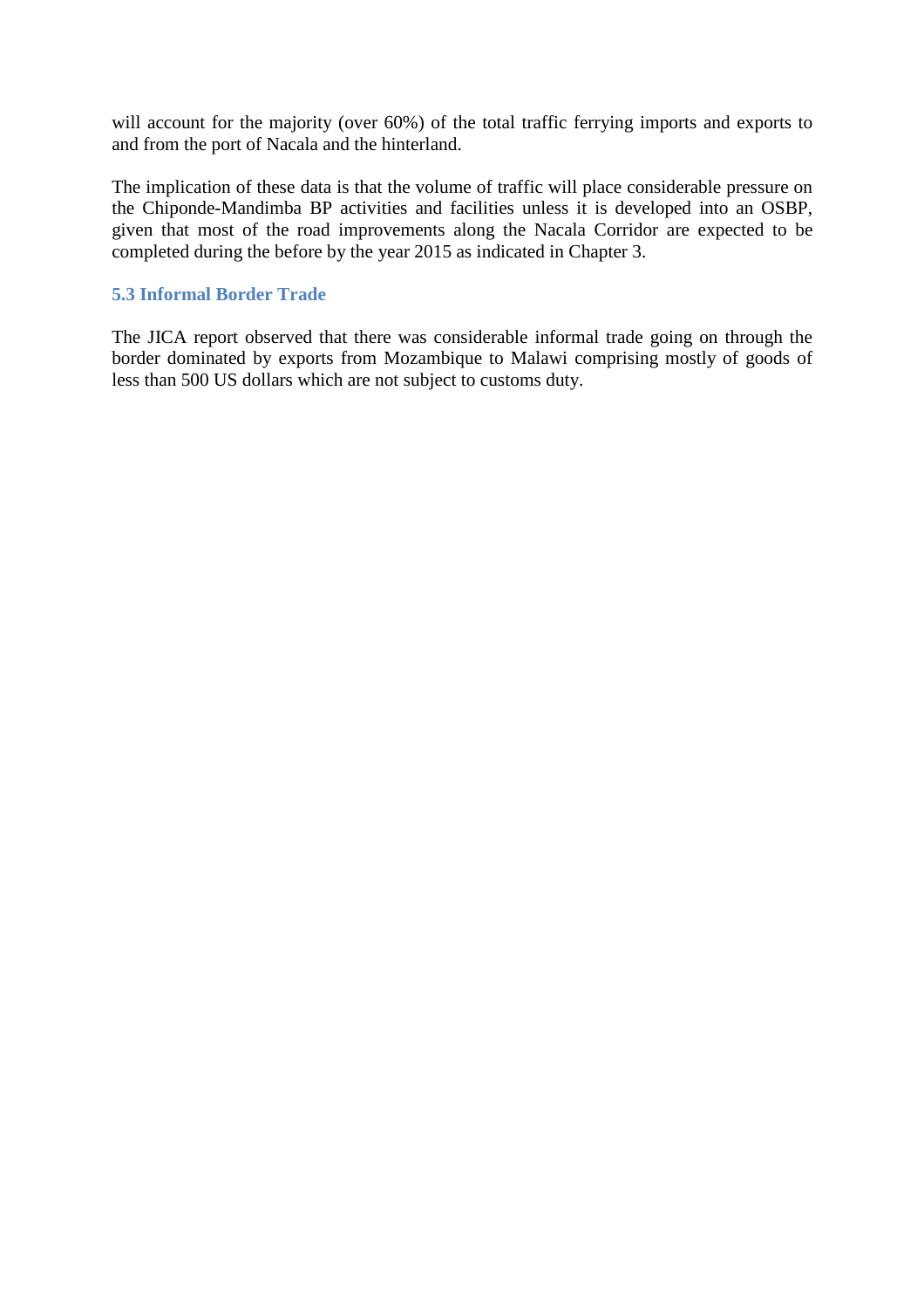will account for the majority (over 60%) of the total traffic ferrying imports and exports to and from the port of Nacala and the hinterland.

The implication of these data is that the volume of traffic will place considerable pressure on the Chiponde-Mandimba BP activities and facilities unless it is developed into an OSBP, given that most of the road improvements along the Nacala Corridor are expected to be completed during the before by the year 2015 as indicated in Chapter 3.

### 5.3 Informal Border Trade

The JICA report observed that there was considerable informal trade going on through the border dominated by exports from Mozambique to Malawi comprising mostly of goods of less than 500 US dollars which are not subject to customs duty.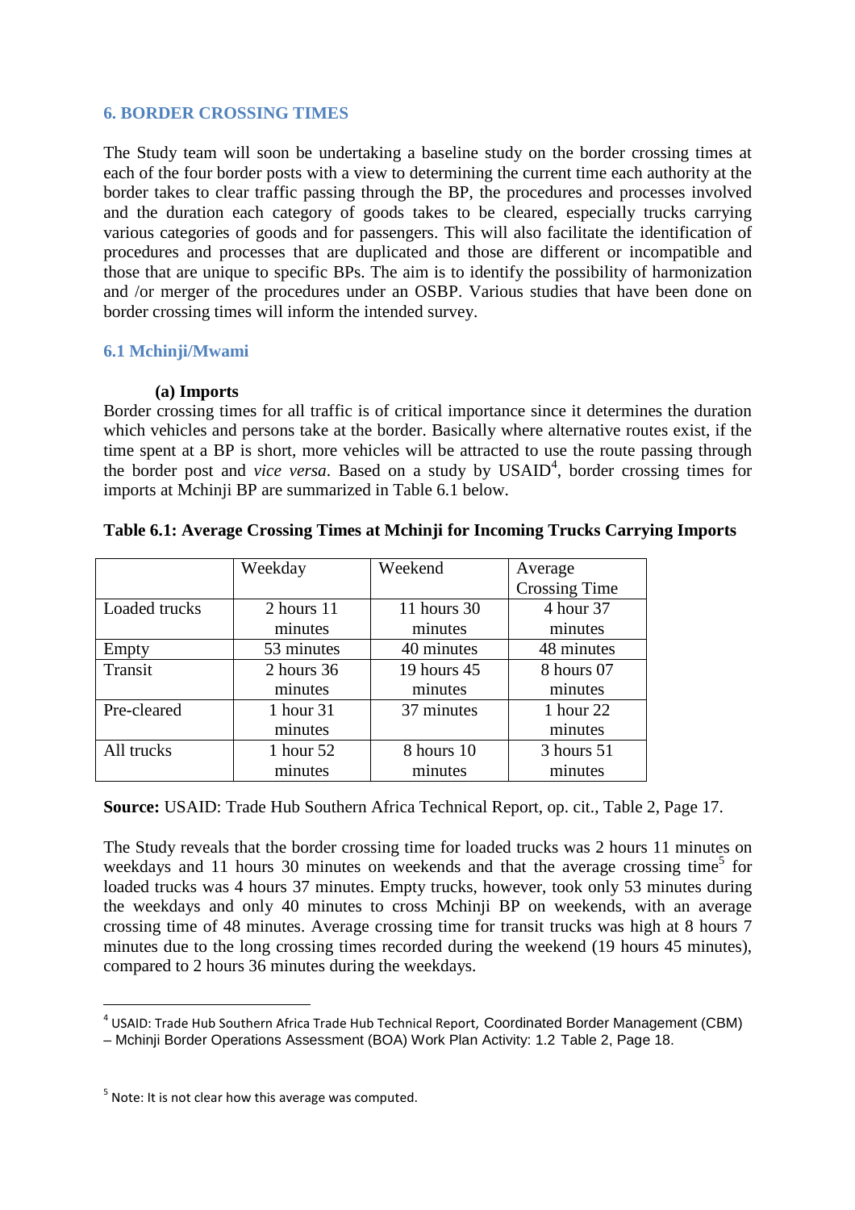## 6. BORDER CROSSING TIMES

The Study team will soon be undertaking a baseline study on the border crossing times at each of the four border posts with a view to determining the current time each authority at the border takes to clear traffic passing through the BP, the procedures and processes involved and the duration each category of goods takes to be cleared, especially trucks carrying various categories of goods and for passengers. This will also facilitate the identification of procedures and processes that are duplicated and those are different or incompatible and those that are unique to specific BPs. The aim is to identify the possibility of harmonization and /or merger of the procedures under an OSBP. Various studies that have been done on border crossing times will inform the intended survey.

### 6.1 Mchinji/Mwami

**(a) Imports**

Border crossing times for all traffic is of critical importance since it determines the duration which vehicles and persons take at the border. Basically where alternative routes exist, if the time spent at a BP is short, more vehicles will be attracted to use the route passing through the border post and *vice versa*. Based on a study by USAID[4], border crossing times for imports at Mchinji BP are summarized in Table 6.1 below.

**Table 6.1: Average Crossing Times at Mchinji for Incoming Trucks Carrying Imports**

| | Weekday | Weekend | Average Crossing Time |
|---|---|---|---|
| Loaded trucks | 2 hours 11 minutes | 11 hours 30 minutes | 4 hour 37 minutes |
| Empty | 53 minutes | 40 minutes | 48 minutes |
| Transit | 2 hours 36 minutes | 19 hours 45 minutes | 8 hours 07 minutes |
| Pre-cleared | 1 hour 31 minutes | 37 minutes | 1 hour 22 minutes |
| All trucks | 1 hour 52 minutes | 8 hours 10 minutes | 3 hours 51 minutes |

**Source:** USAID: Trade Hub Southern Africa Technical Report, op. cit., Table 2, Page 17.

The Study reveals that the border crossing time for loaded trucks was 2 hours 11 minutes on weekdays and 11 hours 30 minutes on weekends and that the average crossing time[5] for loaded trucks was 4 hours 37 minutes. Empty trucks, however, took only 53 minutes during the weekdays and only 40 minutes to cross Mchinji BP on weekends, with an average crossing time of 48 minutes. Average crossing time for transit trucks was high at 8 hours 7 minutes due to the long crossing times recorded during the weekend (19 hours 45 minutes), compared to 2 hours 36 minutes during the weekdays.

---

[4] USAID: Trade Hub Southern Africa Trade Hub Technical Report, Coordinated Border Management (CBM) – Mchinji Border Operations Assessment (BOA) Work Plan Activity: 1.2 Table 2, Page 18.

[5] Note: It is not clear how this average was computed.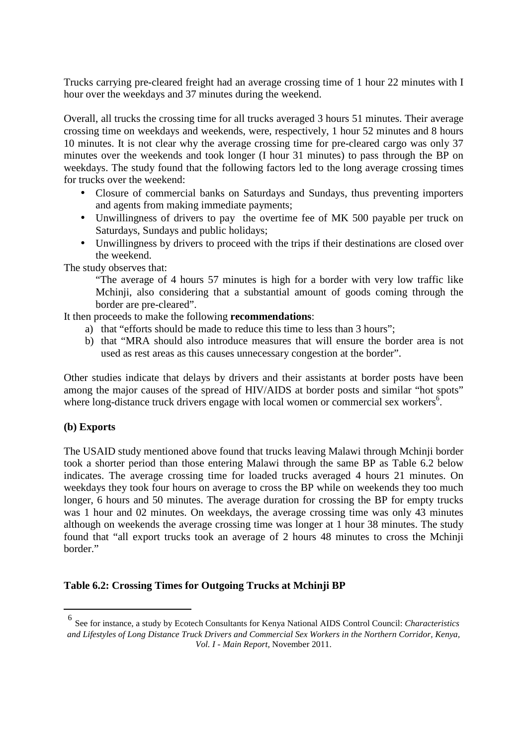Trucks carrying pre-cleared freight had an average crossing time of 1 hour 22 minutes with I hour over the weekdays and 37 minutes during the weekend.

Overall, all trucks the crossing time for all trucks averaged 3 hours 51 minutes. Their average crossing time on weekdays and weekends, were, respectively, 1 hour 52 minutes and 8 hours 10 minutes. It is not clear why the average crossing time for pre-cleared cargo was only 37 minutes over the weekends and took longer (I hour 31 minutes) to pass through the BP on weekdays. The study found that the following factors led to the long average crossing times for trucks over the weekend:

- Closure of commercial banks on Saturdays and Sundays, thus preventing importers and agents from making immediate payments;
- Unwillingness of drivers to pay the overtime fee of MK 500 payable per truck on Saturdays, Sundays and public holidays;
- Unwillingness by drivers to proceed with the trips if their destinations are closed over the weekend.

The study observes that:

> "The average of 4 hours 57 minutes is high for a border with very low traffic like Mchinji, also considering that a substantial amount of goods coming through the border are pre-cleared".

It then proceeds to make the following **recommendations**:

a) that "efforts should be made to reduce this time to less than 3 hours";
b) that "MRA should also introduce measures that will ensure the border area is not used as rest areas as this causes unnecessary congestion at the border".

Other studies indicate that delays by drivers and their assistants at border posts have been among the major causes of the spread of HIV/AIDS at border posts and similar "hot spots" where long-distance truck drivers engage with local women or commercial sex workers[6].

**(b) Exports**

The USAID study mentioned above found that trucks leaving Malawi through Mchinji border took a shorter period than those entering Malawi through the same BP as Table 6.2 below indicates. The average crossing time for loaded trucks averaged 4 hours 21 minutes. On weekdays they took four hours on average to cross the BP while on weekends they too much longer, 6 hours and 50 minutes. The average duration for crossing the BP for empty trucks was 1 hour and 02 minutes. On weekdays, the average crossing time was only 43 minutes although on weekends the average crossing time was longer at 1 hour 38 minutes. The study found that "all export trucks took an average of 2 hours 48 minutes to cross the Mchinji border."

**Table 6.2: Crossing Times for Outgoing Trucks at Mchinji BP**

---

[6] See for instance, a study by Ecotech Consultants for Kenya National AIDS Control Council: *Characteristics and Lifestyles of Long Distance Truck Drivers and Commercial Sex Workers in the Northern Corridor, Kenya, Vol. I - Main Report*, November 2011.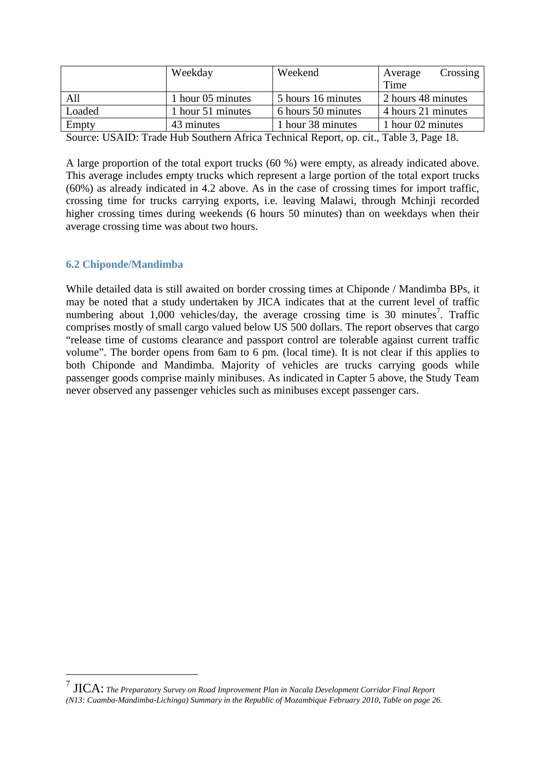|  | Weekday | Weekend | Average Crossing Time |
|---|---|---|---|
| All | 1 hour 05 minutes | 5 hours 16 minutes | 2 hours 48 minutes |
| Loaded | 1 hour 51 minutes | 6 hours 50 minutes | 4 hours 21 minutes |
| Empty | 43 minutes | 1 hour 38 minutes | 1 hour 02 minutes |

Source: USAID: Trade Hub Southern Africa Technical Report, op. cit., Table 3, Page 18.

A large proportion of the total export trucks (60 %) were empty, as already indicated above. This average includes empty trucks which represent a large portion of the total export trucks (60%) as already indicated in 4.2 above. As in the case of crossing times for import traffic, crossing time for trucks carrying exports, i.e. leaving Malawi, through Mchinji recorded higher crossing times during weekends (6 hours 50 minutes) than on weekdays when their average crossing time was about two hours.

### 6.2 Chiponde/Mandimba

While detailed data is still awaited on border crossing times at Chiponde / Mandimba BPs, it may be noted that a study undertaken by JICA indicates that at the current level of traffic numbering about 1,000 vehicles/day, the average crossing time is 30 minutes[7]. Traffic comprises mostly of small cargo valued below US 500 dollars. The report observes that cargo "release time of customs clearance and passport control are tolerable against current traffic volume". The border opens from 6am to 6 pm. (local time). It is not clear if this applies to both Chiponde and Mandimba. Majority of vehicles are trucks carrying goods while passenger goods comprise mainly minibuses. As indicated in Capter 5 above, the Study Team never observed any passenger vehicles such as minibuses except passenger cars.

---

[7] JICA: *The Preparatory Survey on Road Improvement Plan in Nacala Development Corridor Final Report (N13: Cuamba-Mandimba-Lichinga) Summary in the Republic of Mozambique February 2010, Table on page 26.*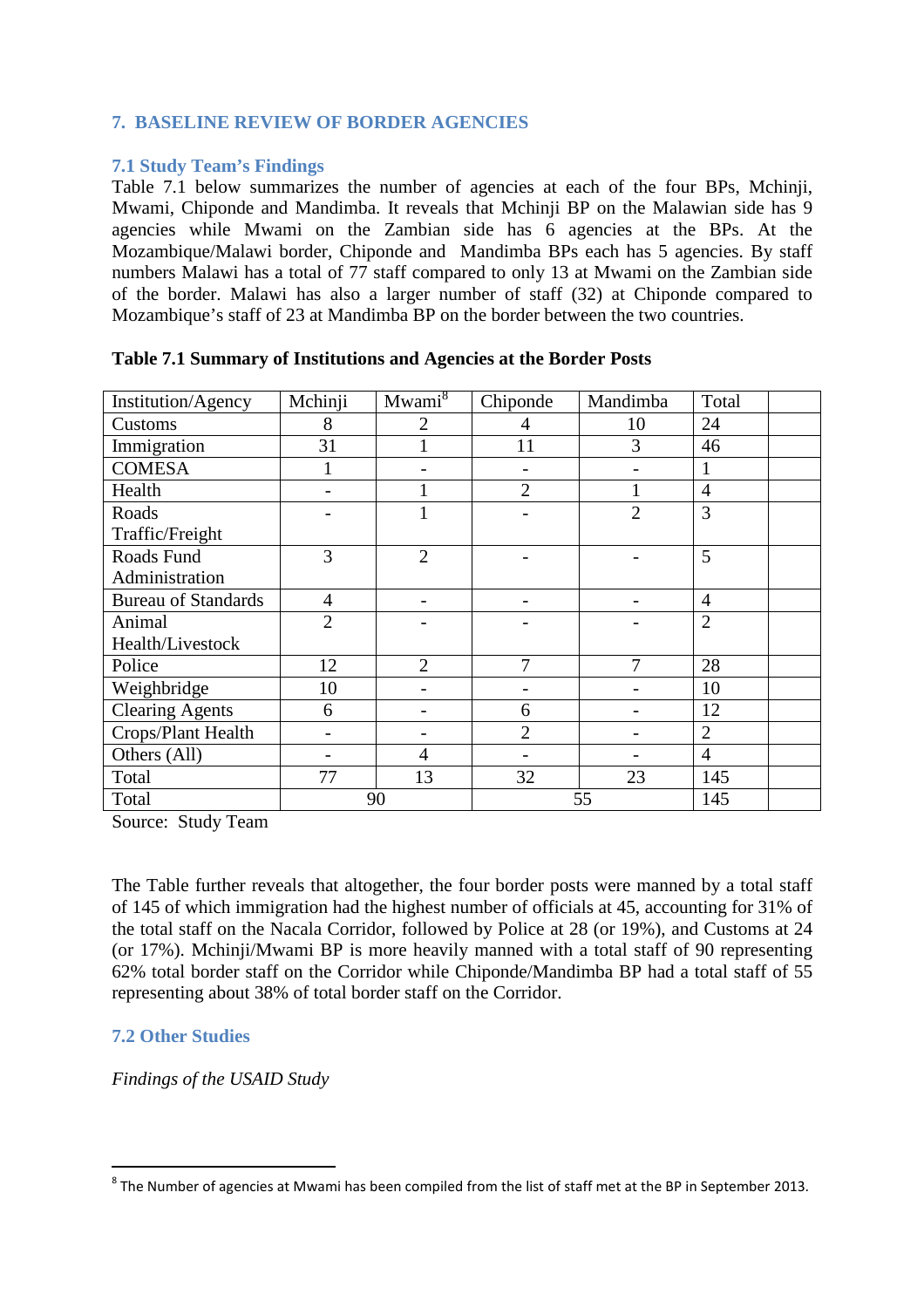## 7. BASELINE REVIEW OF BORDER AGENCIES

### 7.1 Study Team's Findings

Table 7.1 below summarizes the number of agencies at each of the four BPs, Mchinji, Mwami, Chiponde and Mandimba. It reveals that Mchinji BP on the Malawian side has 9 agencies while Mwami on the Zambian side has 6 agencies at the BPs. At the Mozambique/Malawi border, Chiponde and Mandimba BPs each has 5 agencies. By staff numbers Malawi has a total of 77 staff compared to only 13 at Mwami on the Zambian side of the border. Malawi has also a larger number of staff (32) at Chiponde compared to Mozambique's staff of 23 at Mandimba BP on the border between the two countries.

**Table 7.1 Summary of Institutions and Agencies at the Border Posts**

| Institution/Agency | Mchinji | Mwami[8] | Chiponde | Mandimba | Total | |
|---|---|---|---|---|---|---|
| Customs | 8 | 2 | 4 | 10 | 24 | |
| Immigration | 31 | 1 | 11 | 3 | 46 | |
| COMESA | 1 | - | - | - | 1 | |
| Health | - | 1 | 2 | 1 | 4 | |
| Roads Traffic/Freight | - | 1 | - | 2 | 3 | |
| Roads Fund Administration | 3 | 2 | - | - | 5 | |
| Bureau of Standards | 4 | - | - | - | 4 | |
| Animal Health/Livestock | 2 | - | - | - | 2 | |
| Police | 12 | 2 | 7 | 7 | 28 | |
| Weighbridge | 10 | - | - | - | 10 | |
| Clearing Agents | 6 | - | 6 | - | 12 | |
| Crops/Plant Health | - | - | 2 | - | 2 | |
| Others (All) | - | 4 | - | - | 4 | |
| Total | 77 | 13 | 32 | 23 | 145 | |
| Total | 90 | | 55 | | 145 | |

Source: Study Team

The Table further reveals that altogether, the four border posts were manned by a total staff of 145 of which immigration had the highest number of officials at 45, accounting for 31% of the total staff on the Nacala Corridor, followed by Police at 28 (or 19%), and Customs at 24 (or 17%). Mchinji/Mwami BP is more heavily manned with a total staff of 90 representing 62% total border staff on the Corridor while Chiponde/Mandimba BP had a total staff of 55 representing about 38% of total border staff on the Corridor.

### 7.2 Other Studies

*Findings of the USAID Study*

[8] The Number of agencies at Mwami has been compiled from the list of staff met at the BP in September 2013.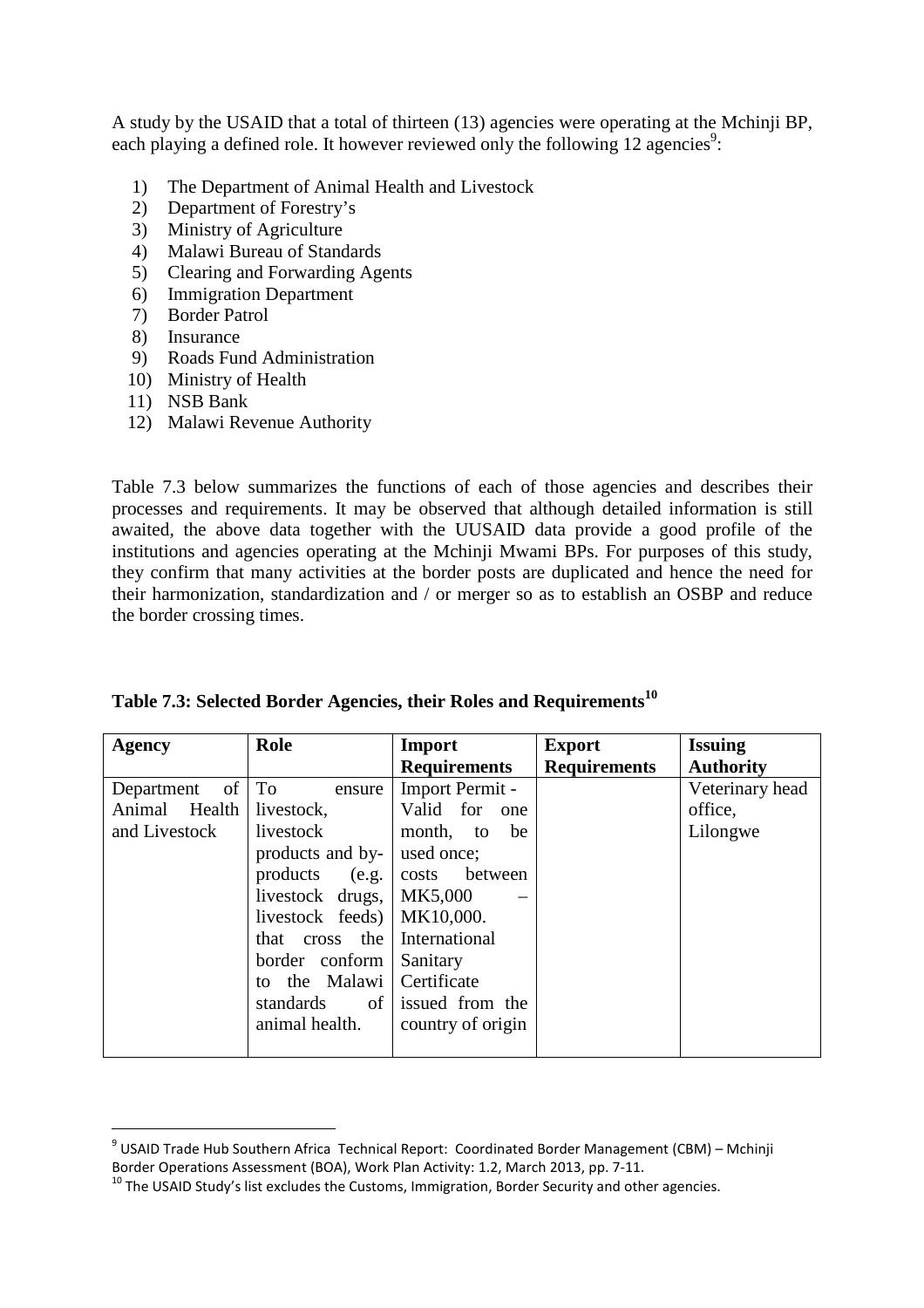A study by the USAID that a total of thirteen (13) agencies were operating at the Mchinji BP, each playing a defined role. It however reviewed only the following 12 agencies[9]:

1) The Department of Animal Health and Livestock
2) Department of Forestry's
3) Ministry of Agriculture
4) Malawi Bureau of Standards
5) Clearing and Forwarding Agents
6) Immigration Department
7) Border Patrol
8) Insurance
9) Roads Fund Administration
10) Ministry of Health
11) NSB Bank
12) Malawi Revenue Authority

Table 7.3 below summarizes the functions of each of those agencies and describes their processes and requirements. It may be observed that although detailed information is still awaited, the above data together with the UUSAID data provide a good profile of the institutions and agencies operating at the Mchinji Mwami BPs. For purposes of this study, they confirm that many activities at the border posts are duplicated and hence the need for their harmonization, standardization and / or merger so as to establish an OSBP and reduce the border crossing times.

**Table 7.3: Selected Border Agencies, their Roles and Requirements[10]**

| Agency | Role | Import Requirements | Export Requirements | Issuing Authority |
|---|---|---|---|---|
| Department of Animal Health and Livestock | To ensure livestock, livestock products and by-products (e.g. livestock drugs, livestock feeds) that cross the border conform to the Malawi standards of animal health. | Import Permit - Valid for one month, to be used once; costs between MK5,000 – MK10,000. International Sanitary Certificate issued from the country of origin | | Veterinary head office, Lilongwe |

[9] USAID Trade Hub Southern Africa Technical Report: Coordinated Border Management (CBM) – Mchinji Border Operations Assessment (BOA), Work Plan Activity: 1.2, March 2013, pp. 7-11.

[10] The USAID Study's list excludes the Customs, Immigration, Border Security and other agencies.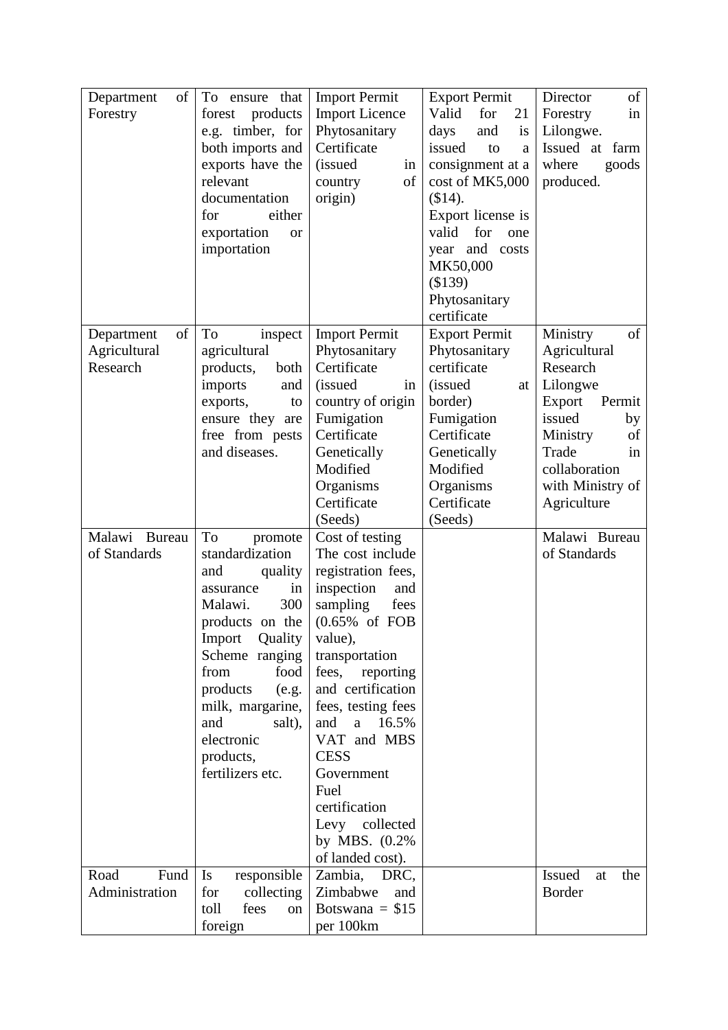| | | | | |
|---|---|---|---|---|
| Department of Forestry | To ensure that forest products e.g. timber, for both imports and exports have the relevant documentation for either exportation or importation | Import Permit<br>Import Licence<br>Phytosanitary Certificate (issued in country of origin) | Export Permit Valid for 21 days and is issued to a consignment at a cost of MK5,000 ($14).<br>Export license is valid for one year and costs MK50,000 ($139)<br>Phytosanitary certificate | Director of Forestry in Lilongwe.<br>Issued at farm where goods produced. |
| Department of Agricultural Research | To inspect agricultural products, both imports and exports, to ensure they are free from pests and diseases. | Import Permit<br>Phytosanitary Certificate (issued in country of origin<br>Fumigation Certificate<br>Genetically Modified Organisms Certificate (Seeds) | Export Permit<br>Phytosanitary certificate (issued at border)<br>Fumigation Certificate<br>Genetically Modified Organisms Certificate (Seeds) | Ministry of Agricultural Research Lilongwe<br>Export Permit issued by Ministry of Trade in collaboration with Ministry of Agriculture |
| Malawi Bureau of Standards | To promote standardization and quality assurance in Malawi. 300 products on the Import Quality Scheme ranging from food products (e.g. milk, margarine, and salt), electronic products, fertilizers etc. | Cost of testing<br>The cost include registration fees, inspection and sampling fees (0.65% of FOB value), transportation fees, reporting and certification fees, testing fees and a 16.5% VAT and MBS CESS<br>Government Fuel certification Levy collected by MBS. (0.2% of landed cost). | | Malawi Bureau of Standards |
| Road Fund Administration | Is responsible for collecting toll fees on foreign | Zambia, DRC, Zimbabwe and Botswana = $15 per 100km | | Issued at the Border |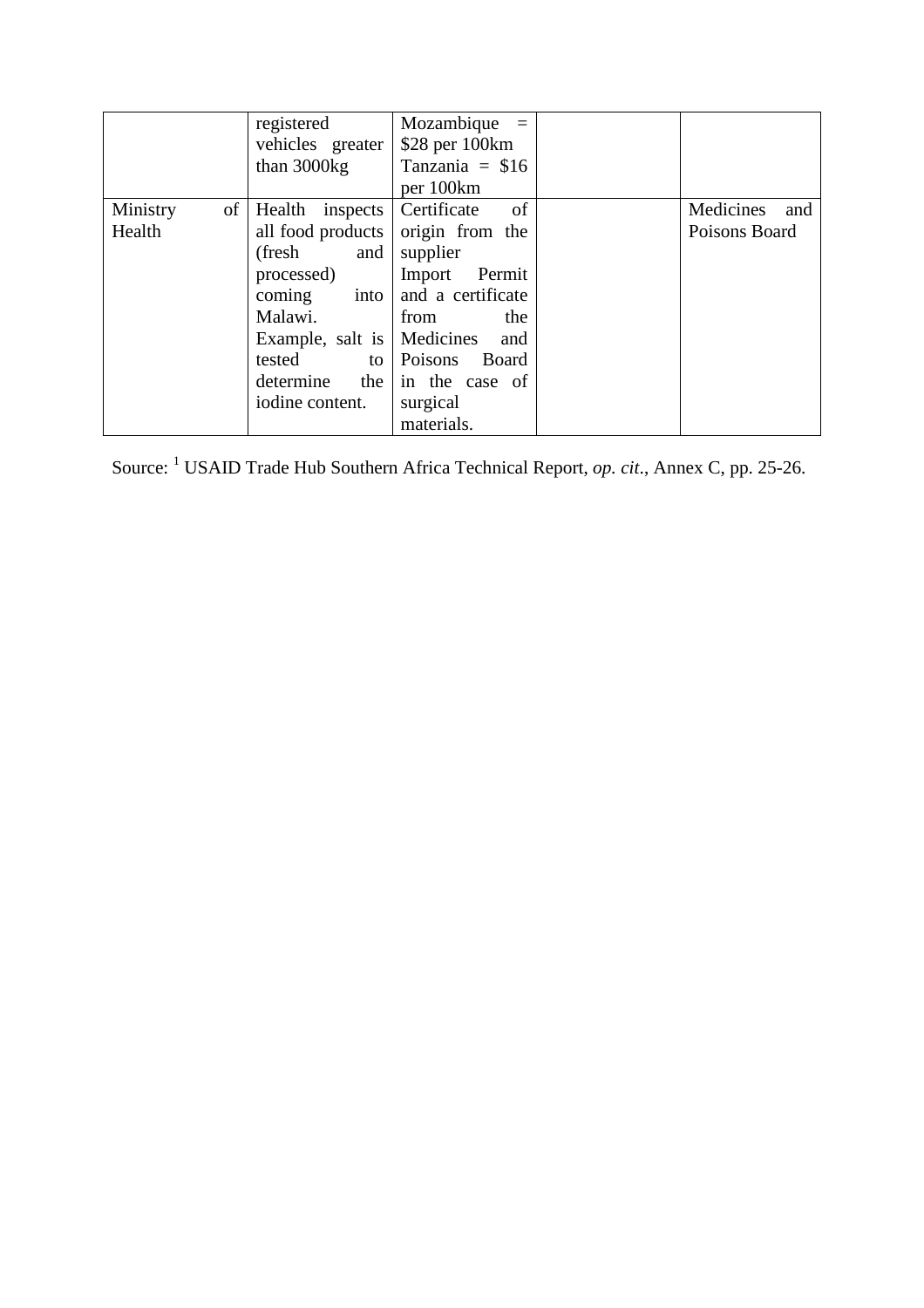| | | | | |
|---|---|---|---|---|
| | registered vehicles greater than 3000kg | Mozambique = $28 per 100km Tanzania = $16 per 100km | | |
| Ministry of Health | Health inspects all food products (fresh and processed) coming into Malawi. Example, salt is tested to determine the iodine content. | Certificate of origin from the supplier Import Permit and a certificate from the Medicines and Poisons Board in the case of surgical materials. | | Medicines and Poisons Board |

Source: [1] USAID Trade Hub Southern Africa Technical Report, *op. cit*., Annex C, pp. 25-26.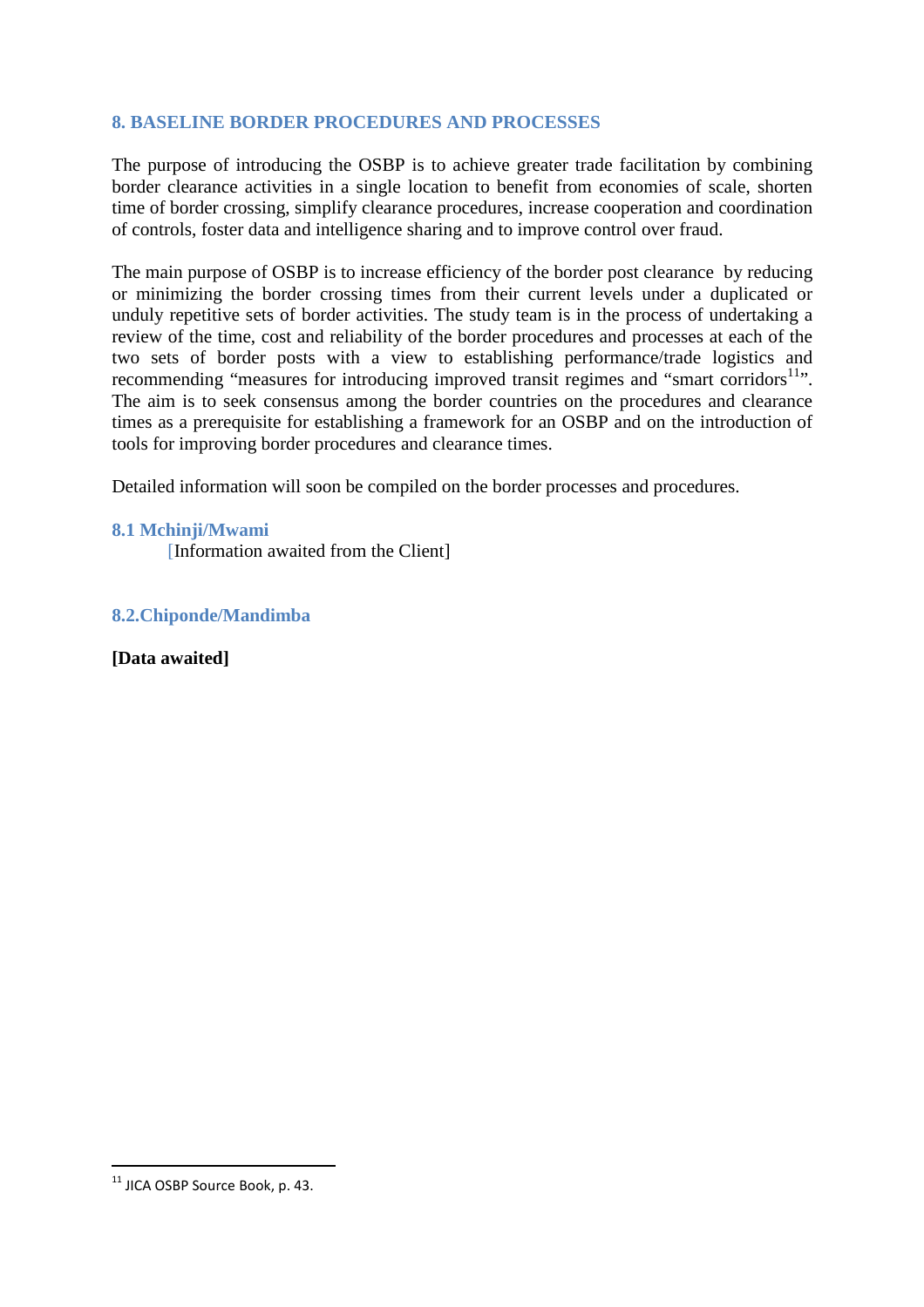## 8. BASELINE BORDER PROCEDURES AND PROCESSES

The purpose of introducing the OSBP is to achieve greater trade facilitation by combining border clearance activities in a single location to benefit from economies of scale, shorten time of border crossing, simplify clearance procedures, increase cooperation and coordination of controls, foster data and intelligence sharing and to improve control over fraud.

The main purpose of OSBP is to increase efficiency of the border post clearance by reducing or minimizing the border crossing times from their current levels under a duplicated or unduly repetitive sets of border activities. The study team is in the process of undertaking a review of the time, cost and reliability of the border procedures and processes at each of the two sets of border posts with a view to establishing performance/trade logistics and recommending "measures for introducing improved transit regimes and "smart corridors[11]". The aim is to seek consensus among the border countries on the procedures and clearance times as a prerequisite for establishing a framework for an OSBP and on the introduction of tools for improving border procedures and clearance times.

Detailed information will soon be compiled on the border processes and procedures.

### 8.1 Mchinji/Mwami

[Information awaited from the Client]

### 8.2.Chiponde/Mandimba

**[Data awaited]**

[11] JICA OSBP Source Book, p. 43.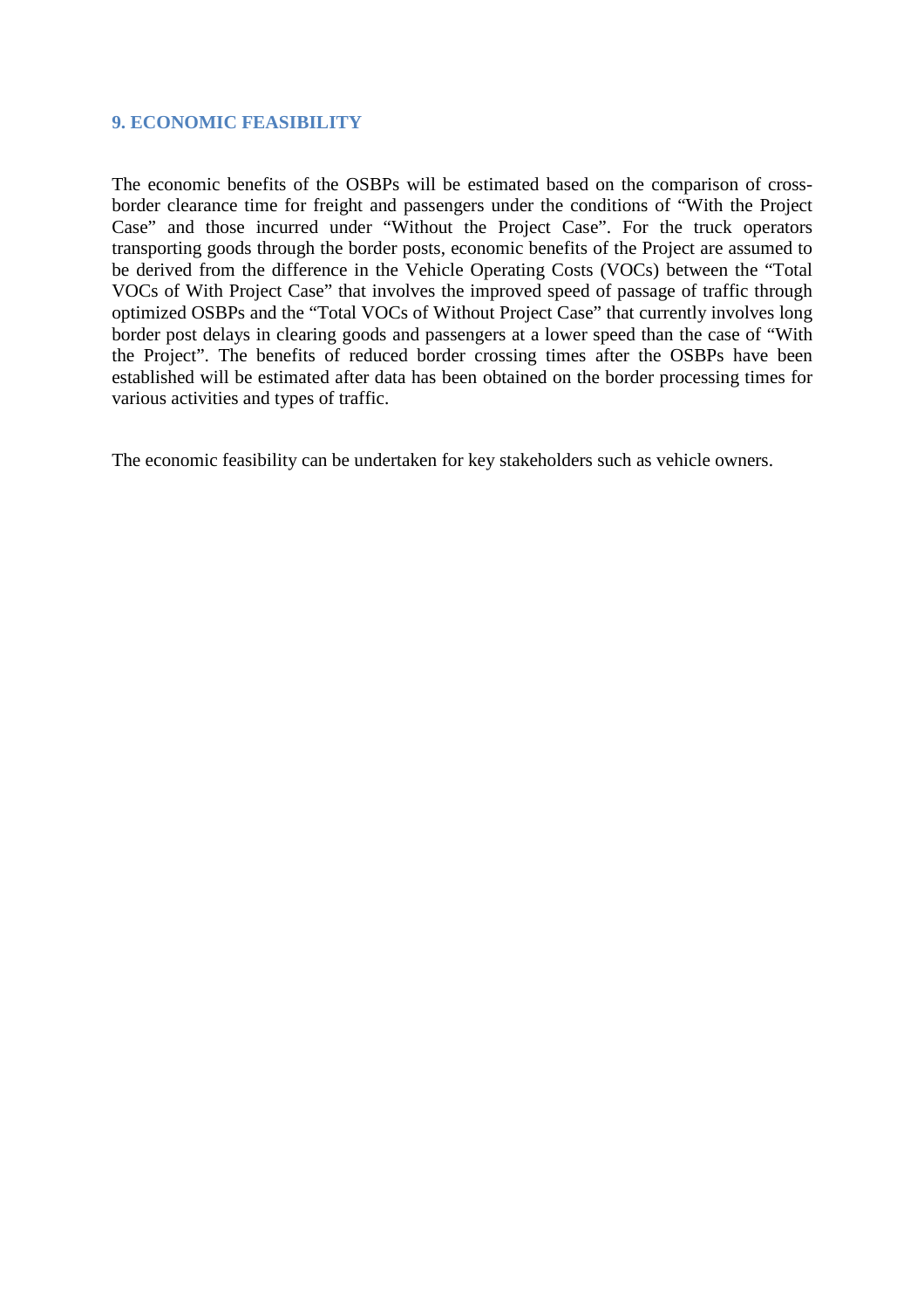## 9. ECONOMIC FEASIBILITY

The economic benefits of the OSBPs will be estimated based on the comparison of cross-border clearance time for freight and passengers under the conditions of “With the Project Case” and those incurred under “Without the Project Case”. For the truck operators transporting goods through the border posts, economic benefits of the Project are assumed to be derived from the difference in the Vehicle Operating Costs (VOCs) between the “Total VOCs of With Project Case” that involves the improved speed of passage of traffic through optimized OSBPs and the “Total VOCs of Without Project Case” that currently involves long border post delays in clearing goods and passengers at a lower speed than the case of “With the Project”. The benefits of reduced border crossing times after the OSBPs have been established will be estimated after data has been obtained on the border processing times for various activities and types of traffic.

The economic feasibility can be undertaken for key stakeholders such as vehicle owners.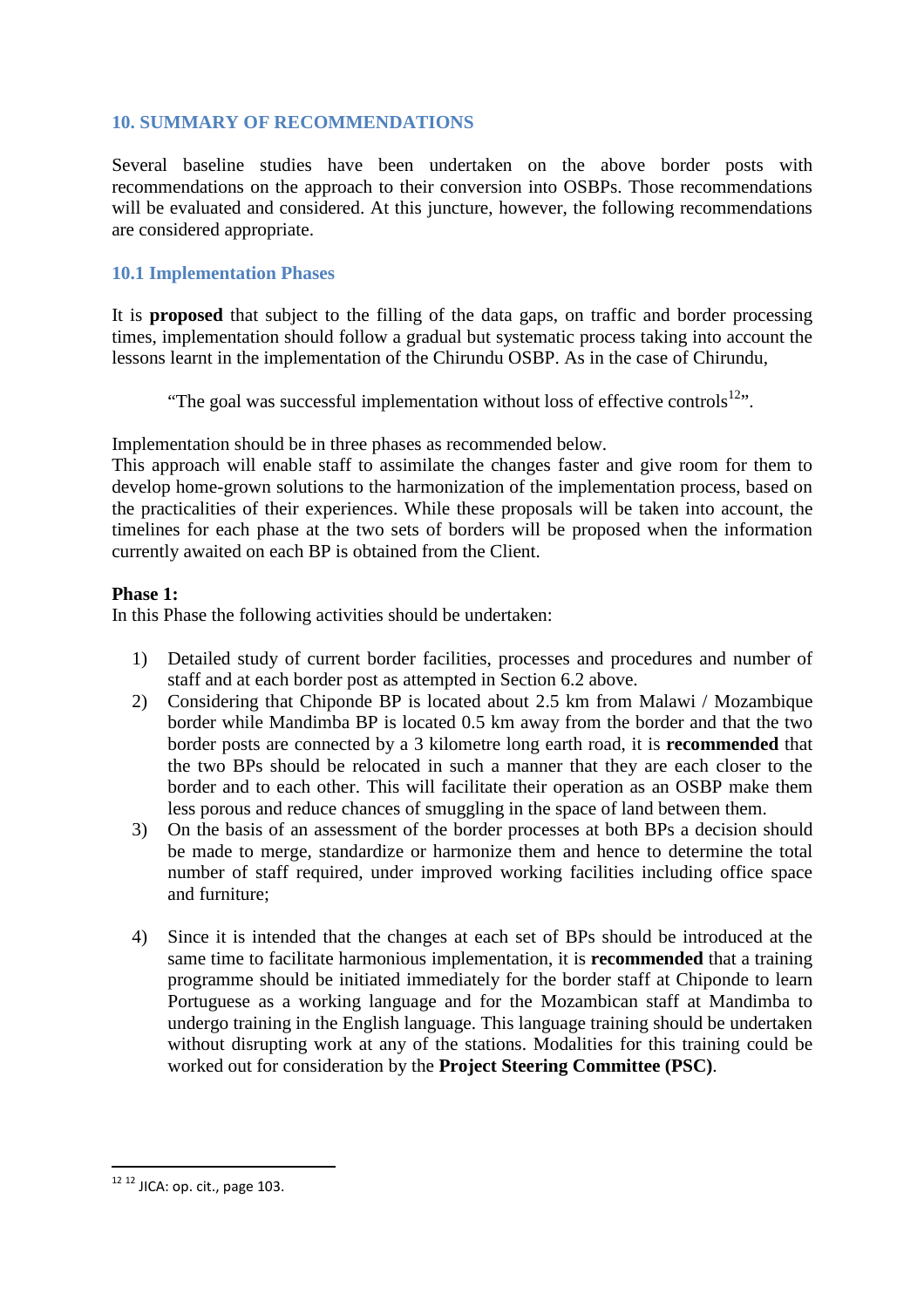## 10. SUMMARY OF RECOMMENDATIONS

Several baseline studies have been undertaken on the above border posts with recommendations on the approach to their conversion into OSBPs. Those recommendations will be evaluated and considered. At this juncture, however, the following recommendations are considered appropriate.

### 10.1 Implementation Phases

It is **proposed** that subject to the filling of the data gaps, on traffic and border processing times, implementation should follow a gradual but systematic process taking into account the lessons learnt in the implementation of the Chirundu OSBP. As in the case of Chirundu,

> "The goal was successful implementation without loss of effective controls[12]".

Implementation should be in three phases as recommended below.
This approach will enable staff to assimilate the changes faster and give room for them to develop home-grown solutions to the harmonization of the implementation process, based on the practicalities of their experiences. While these proposals will be taken into account, the timelines for each phase at the two sets of borders will be proposed when the information currently awaited on each BP is obtained from the Client.

**Phase 1:**
In this Phase the following activities should be undertaken:

1) Detailed study of current border facilities, processes and procedures and number of staff and at each border post as attempted in Section 6.2 above.
2) Considering that Chiponde BP is located about 2.5 km from Malawi / Mozambique border while Mandimba BP is located 0.5 km away from the border and that the two border posts are connected by a 3 kilometre long earth road, it is **recommended** that the two BPs should be relocated in such a manner that they are each closer to the border and to each other. This will facilitate their operation as an OSBP make them less porous and reduce chances of smuggling in the space of land between them.
3) On the basis of an assessment of the border processes at both BPs a decision should be made to merge, standardize or harmonize them and hence to determine the total number of staff required, under improved working facilities including office space and furniture;
4) Since it is intended that the changes at each set of BPs should be introduced at the same time to facilitate harmonious implementation, it is **recommended** that a training programme should be initiated immediately for the border staff at Chiponde to learn Portuguese as a working language and for the Mozambican staff at Mandimba to undergo training in the English language. This language training should be undertaken without disrupting work at any of the stations. Modalities for this training could be worked out for consideration by the **Project Steering Committee (PSC)**.

---

[12] [12] JICA: op. cit., page 103.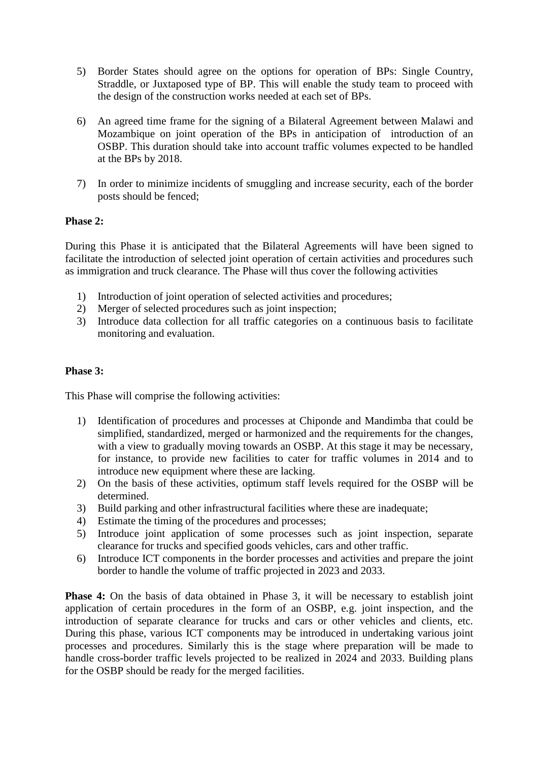5) Border States should agree on the options for operation of BPs: Single Country, Straddle, or Juxtaposed type of BP. This will enable the study team to proceed with the design of the construction works needed at each set of BPs.

6) An agreed time frame for the signing of a Bilateral Agreement between Malawi and Mozambique on joint operation of the BPs in anticipation of introduction of an OSBP. This duration should take into account traffic volumes expected to be handled at the BPs by 2018.

7) In order to minimize incidents of smuggling and increase security, each of the border posts should be fenced;

**Phase 2:**

During this Phase it is anticipated that the Bilateral Agreements will have been signed to facilitate the introduction of selected joint operation of certain activities and procedures such as immigration and truck clearance. The Phase will thus cover the following activities

1) Introduction of joint operation of selected activities and procedures;
2) Merger of selected procedures such as joint inspection;
3) Introduce data collection for all traffic categories on a continuous basis to facilitate monitoring and evaluation.

**Phase 3:**

This Phase will comprise the following activities:

1) Identification of procedures and processes at Chiponde and Mandimba that could be simplified, standardized, merged or harmonized and the requirements for the changes, with a view to gradually moving towards an OSBP. At this stage it may be necessary, for instance, to provide new facilities to cater for traffic volumes in 2014 and to introduce new equipment where these are lacking.
2) On the basis of these activities, optimum staff levels required for the OSBP will be determined.
3) Build parking and other infrastructural facilities where these are inadequate;
4) Estimate the timing of the procedures and processes;
5) Introduce joint application of some processes such as joint inspection, separate clearance for trucks and specified goods vehicles, cars and other traffic.
6) Introduce ICT components in the border processes and activities and prepare the joint border to handle the volume of traffic projected in 2023 and 2033.

**Phase 4:** On the basis of data obtained in Phase 3, it will be necessary to establish joint application of certain procedures in the form of an OSBP, e.g. joint inspection, and the introduction of separate clearance for trucks and cars or other vehicles and clients, etc. During this phase, various ICT components may be introduced in undertaking various joint processes and procedures. Similarly this is the stage where preparation will be made to handle cross-border traffic levels projected to be realized in 2024 and 2033. Building plans for the OSBP should be ready for the merged facilities.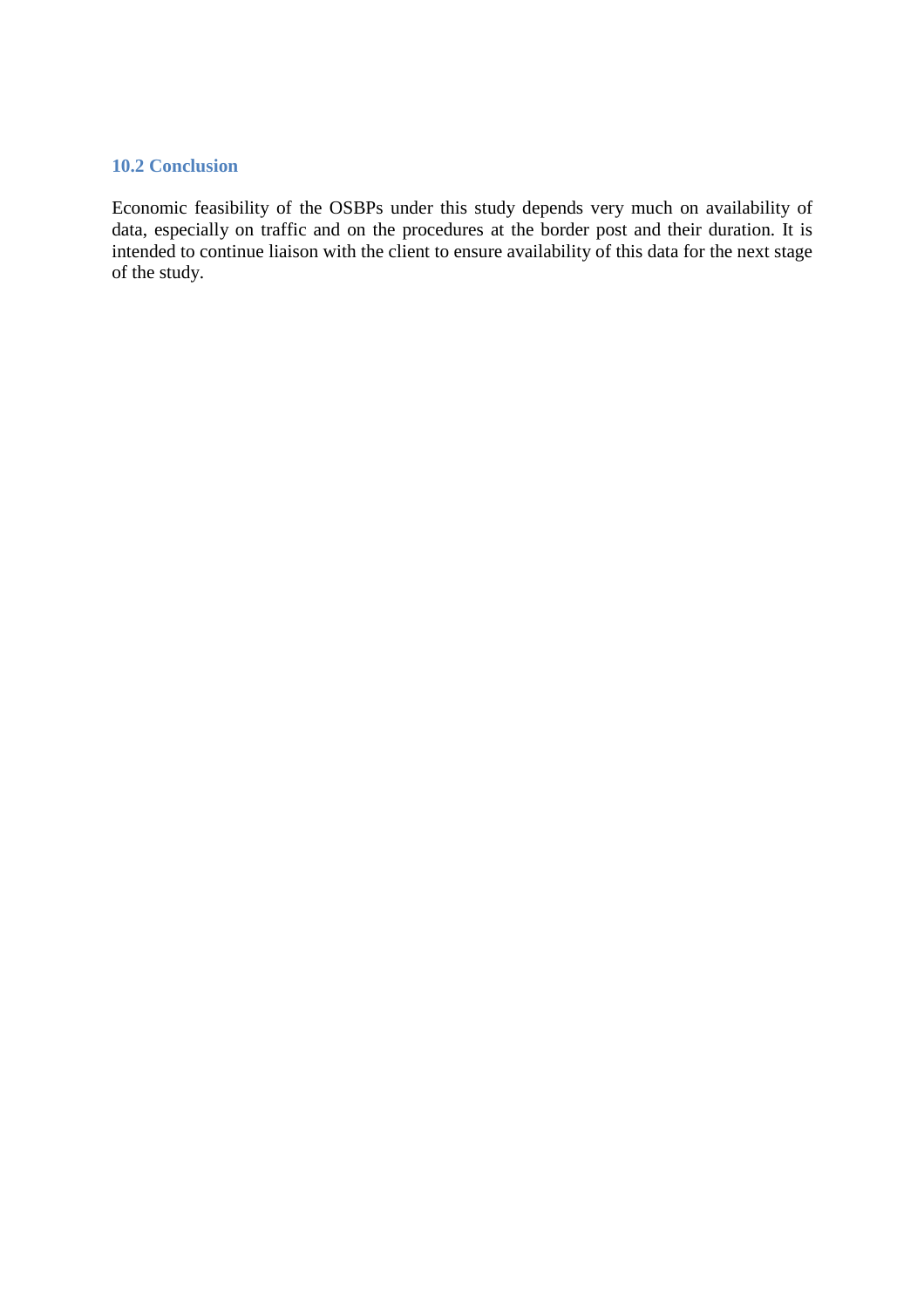## 10.2 Conclusion

Economic feasibility of the OSBPs under this study depends very much on availability of data, especially on traffic and on the procedures at the border post and their duration. It is intended to continue liaison with the client to ensure availability of this data for the next stage of the study.